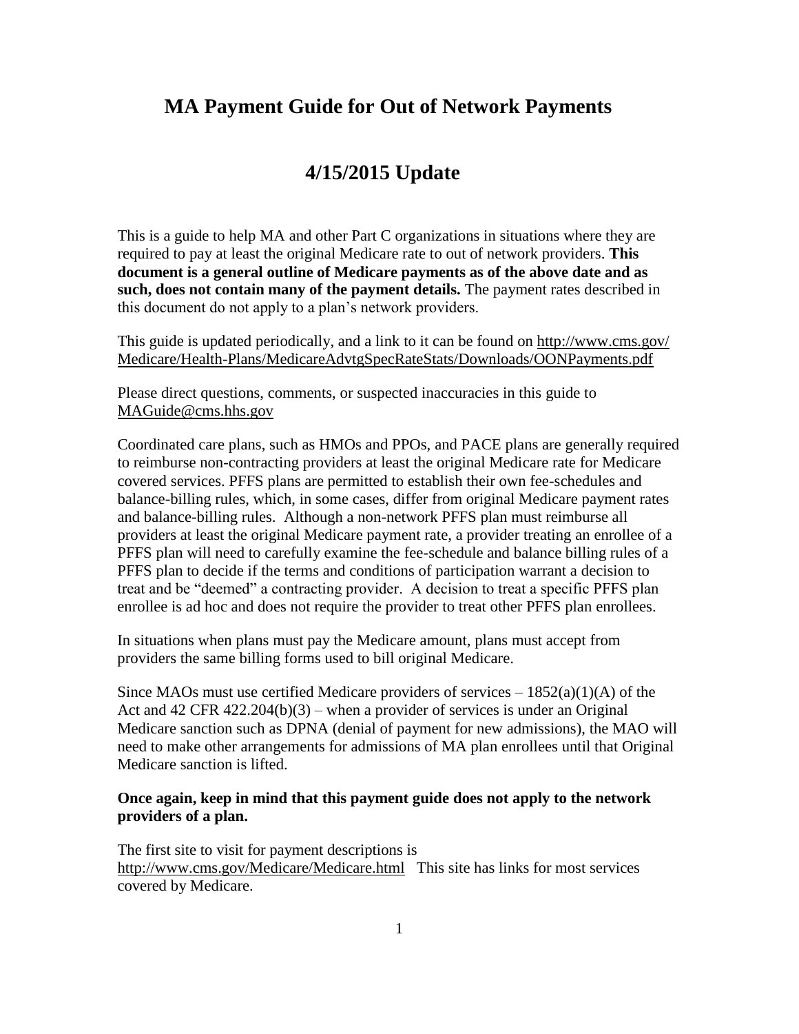# MA Payment Guide for Out of Network Payments

# 4/15/2015 Update

This is a guide to help MA and other Part C organizations in situations where they are required to pay at least the original Medicare rate to out of network providers. **This document is a general outline of Medicare payments as of the above date and as such, does not contain many of the payment details.** The payment rates described in this document do not apply to a plan's network providers.

This guide is updated periodically, and a link to it can be found on http://www.cms.gov/Medicare/Health-Plans/MedicareAdvtgSpecRateStats/Downloads/OONPayments.pdf

Please direct questions, comments, or suspected inaccuracies in this guide to MAGuide@cms.hhs.gov

Coordinated care plans, such as HMOs and PPOs, and PACE plans are generally required to reimburse non-contracting providers at least the original Medicare rate for Medicare covered services. PFFS plans are permitted to establish their own fee-schedules and balance-billing rules, which, in some cases, differ from original Medicare payment rates and balance-billing rules. Although a non-network PFFS plan must reimburse all providers at least the original Medicare payment rate, a provider treating an enrollee of a PFFS plan will need to carefully examine the fee-schedule and balance billing rules of a PFFS plan to decide if the terms and conditions of participation warrant a decision to treat and be "deemed" a contracting provider. A decision to treat a specific PFFS plan enrollee is ad hoc and does not require the provider to treat other PFFS plan enrollees.

In situations when plans must pay the Medicare amount, plans must accept from providers the same billing forms used to bill original Medicare.

Since MAOs must use certified Medicare providers of services – 1852(a)(1)(A) of the Act and 42 CFR 422.204(b)(3) – when a provider of services is under an Original Medicare sanction such as DPNA (denial of payment for new admissions), the MAO will need to make other arrangements for admissions of MA plan enrollees until that Original Medicare sanction is lifted.

**Once again, keep in mind that this payment guide does not apply to the network providers of a plan.**

The first site to visit for payment descriptions is http://www.cms.gov/Medicare/Medicare.html This site has links for most services covered by Medicare.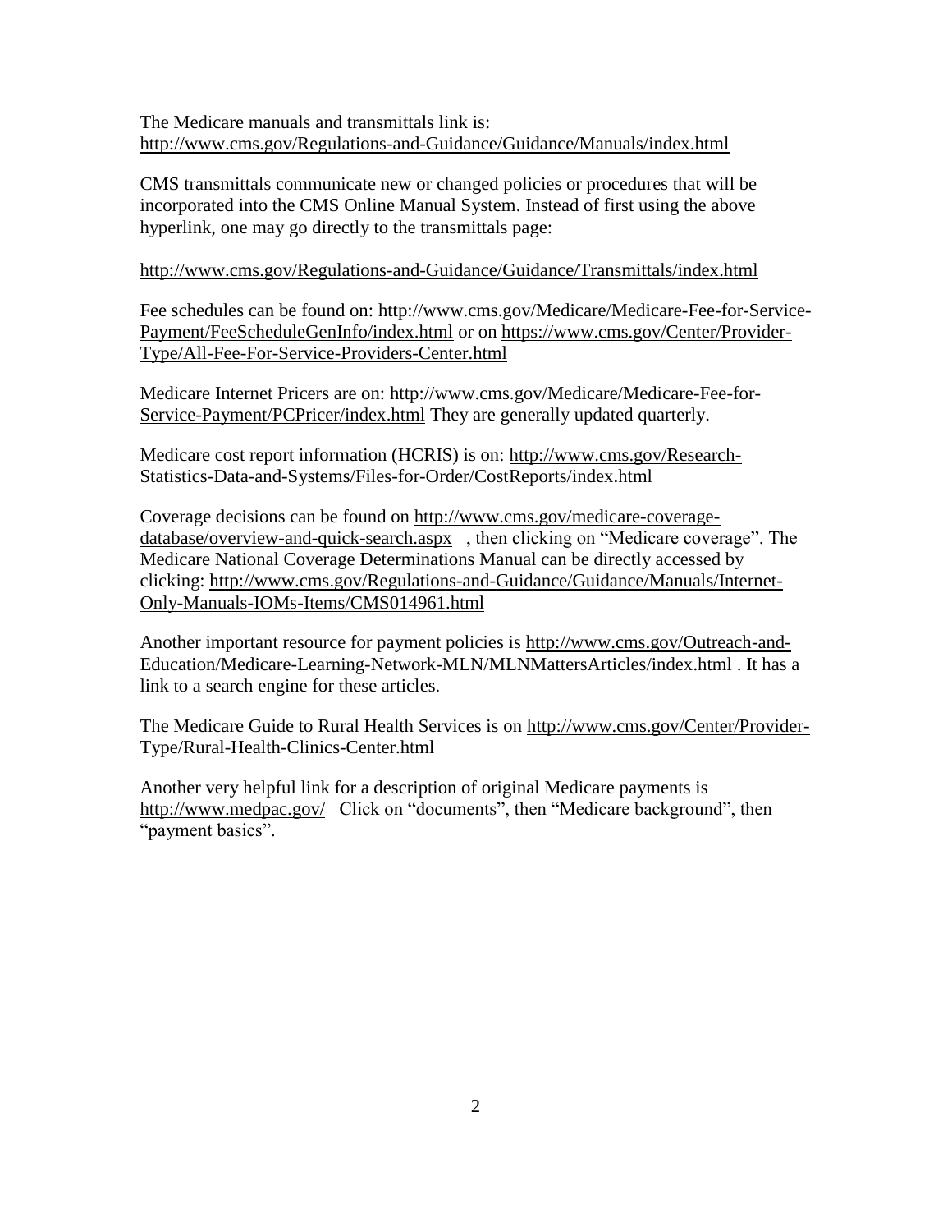The Medicare manuals and transmittals link is:
http://www.cms.gov/Regulations-and-Guidance/Guidance/Manuals/index.html

CMS transmittals communicate new or changed policies or procedures that will be incorporated into the CMS Online Manual System. Instead of first using the above hyperlink, one may go directly to the transmittals page:

http://www.cms.gov/Regulations-and-Guidance/Guidance/Transmittals/index.html

Fee schedules can be found on: http://www.cms.gov/Medicare/Medicare-Fee-for-Service-Payment/FeeScheduleGenInfo/index.html or on https://www.cms.gov/Center/Provider-Type/All-Fee-For-Service-Providers-Center.html

Medicare Internet Pricers are on: http://www.cms.gov/Medicare/Medicare-Fee-for-Service-Payment/PCPricer/index.html They are generally updated quarterly.

Medicare cost report information (HCRIS) is on: http://www.cms.gov/Research-Statistics-Data-and-Systems/Files-for-Order/CostReports/index.html

Coverage decisions can be found on http://www.cms.gov/medicare-coverage-database/overview-and-quick-search.aspx , then clicking on "Medicare coverage". The Medicare National Coverage Determinations Manual can be directly accessed by clicking: http://www.cms.gov/Regulations-and-Guidance/Guidance/Manuals/Internet-Only-Manuals-IOMs-Items/CMS014961.html

Another important resource for payment policies is http://www.cms.gov/Outreach-and-Education/Medicare-Learning-Network-MLN/MLNMattersArticles/index.html . It has a link to a search engine for these articles.

The Medicare Guide to Rural Health Services is on http://www.cms.gov/Center/Provider-Type/Rural-Health-Clinics-Center.html

Another very helpful link for a description of original Medicare payments is http://www.medpac.gov/ Click on "documents", then "Medicare background", then "payment basics".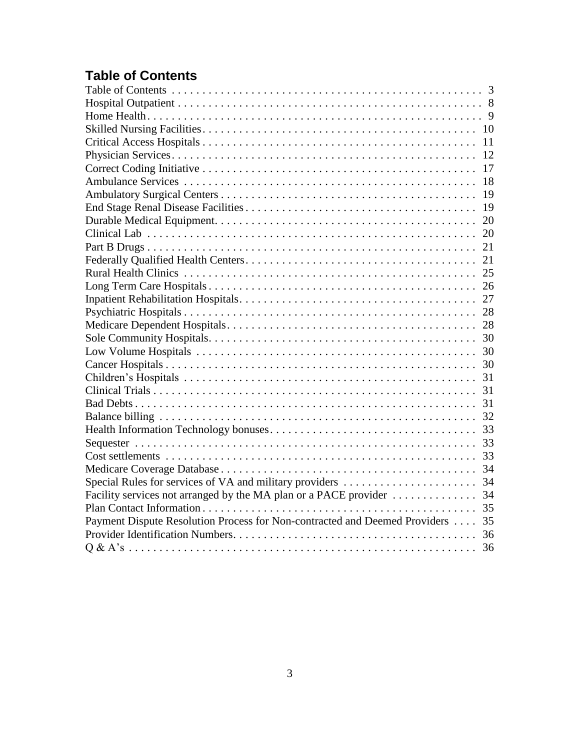## Table of Contents

| Section | Page |
|---|---|
| Table of Contents | 3 |
| Hospital Outpatient | 8 |
| Home Health | 9 |
| Skilled Nursing Facilities | 10 |
| Critical Access Hospitals | 11 |
| Physician Services | 12 |
| Correct Coding Initiative | 17 |
| Ambulance Services | 18 |
| Ambulatory Surgical Centers | 19 |
| End Stage Renal Disease Facilities | 19 |
| Durable Medical Equipment | 20 |
| Clinical Lab | 20 |
| Part B Drugs | 21 |
| Federally Qualified Health Centers | 21 |
| Rural Health Clinics | 25 |
| Long Term Care Hospitals | 26 |
| Inpatient Rehabilitation Hospitals | 27 |
| Psychiatric Hospitals | 28 |
| Medicare Dependent Hospitals | 28 |
| Sole Community Hospitals | 30 |
| Low Volume Hospitals | 30 |
| Cancer Hospitals | 30 |
| Children’s Hospitals | 31 |
| Clinical Trials | 31 |
| Bad Debts | 31 |
| Balance billing | 32 |
| Health Information Technology bonuses | 33 |
| Sequester | 33 |
| Cost settlements | 33 |
| Medicare Coverage Database | 34 |
| Special Rules for services of VA and military providers | 34 |
| Facility services not arranged by the MA plan or a PACE provider | 34 |
| Plan Contact Information | 35 |
| Payment Dispute Resolution Process for Non-contracted and Deemed Providers | 35 |
| Provider Identification Numbers | 36 |
| Q & A’s | 36 |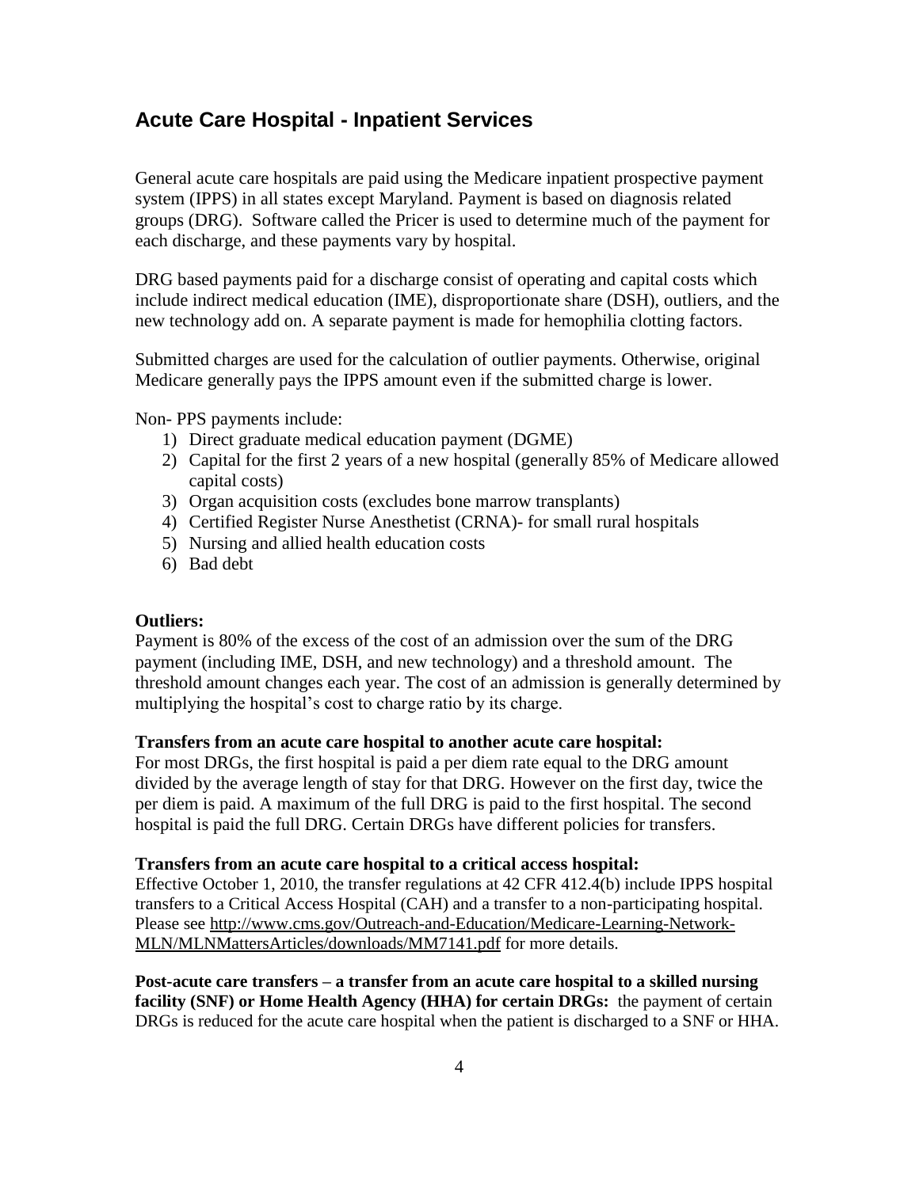## Acute Care Hospital - Inpatient Services

General acute care hospitals are paid using the Medicare inpatient prospective payment system (IPPS) in all states except Maryland. Payment is based on diagnosis related groups (DRG). Software called the Pricer is used to determine much of the payment for each discharge, and these payments vary by hospital.

DRG based payments paid for a discharge consist of operating and capital costs which include indirect medical education (IME), disproportionate share (DSH), outliers, and the new technology add on. A separate payment is made for hemophilia clotting factors.

Submitted charges are used for the calculation of outlier payments. Otherwise, original Medicare generally pays the IPPS amount even if the submitted charge is lower.

Non- PPS payments include:

1) Direct graduate medical education payment (DGME)
2) Capital for the first 2 years of a new hospital (generally 85% of Medicare allowed capital costs)
3) Organ acquisition costs (excludes bone marrow transplants)
4) Certified Register Nurse Anesthetist (CRNA)- for small rural hospitals
5) Nursing and allied health education costs
6) Bad debt

**Outliers:**
Payment is 80% of the excess of the cost of an admission over the sum of the DRG payment (including IME, DSH, and new technology) and a threshold amount. The threshold amount changes each year. The cost of an admission is generally determined by multiplying the hospital's cost to charge ratio by its charge.

**Transfers from an acute care hospital to another acute care hospital:**
For most DRGs, the first hospital is paid a per diem rate equal to the DRG amount divided by the average length of stay for that DRG. However on the first day, twice the per diem is paid. A maximum of the full DRG is paid to the first hospital. The second hospital is paid the full DRG. Certain DRGs have different policies for transfers.

**Transfers from an acute care hospital to a critical access hospital:**
Effective October 1, 2010, the transfer regulations at 42 CFR 412.4(b) include IPPS hospital transfers to a Critical Access Hospital (CAH) and a transfer to a non-participating hospital. Please see http://www.cms.gov/Outreach-and-Education/Medicare-Learning-Network-MLN/MLNMattersArticles/downloads/MM7141.pdf for more details.

**Post-acute care transfers – a transfer from an acute care hospital to a skilled nursing facility (SNF) or Home Health Agency (HHA) for certain DRGs:** the payment of certain DRGs is reduced for the acute care hospital when the patient is discharged to a SNF or HHA.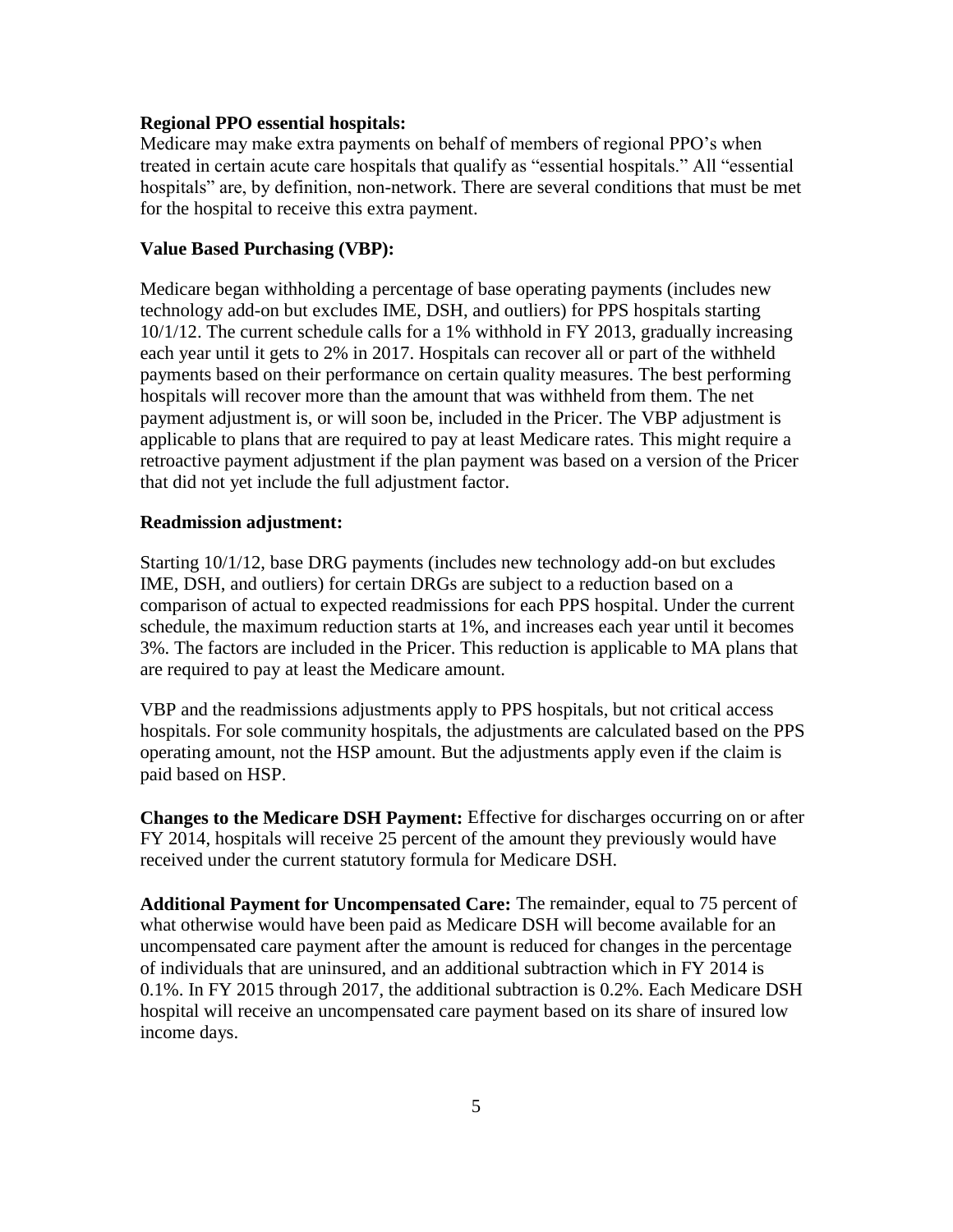**Regional PPO essential hospitals:**
Medicare may make extra payments on behalf of members of regional PPO's when treated in certain acute care hospitals that qualify as "essential hospitals." All "essential hospitals" are, by definition, non-network. There are several conditions that must be met for the hospital to receive this extra payment.

**Value Based Purchasing (VBP):**

Medicare began withholding a percentage of base operating payments (includes new technology add-on but excludes IME, DSH, and outliers) for PPS hospitals starting 10/1/12. The current schedule calls for a 1% withhold in FY 2013, gradually increasing each year until it gets to 2% in 2017. Hospitals can recover all or part of the withheld payments based on their performance on certain quality measures. The best performing hospitals will recover more than the amount that was withheld from them. The net payment adjustment is, or will soon be, included in the Pricer. The VBP adjustment is applicable to plans that are required to pay at least Medicare rates. This might require a retroactive payment adjustment if the plan payment was based on a version of the Pricer that did not yet include the full adjustment factor.

**Readmission adjustment:**

Starting 10/1/12, base DRG payments (includes new technology add-on but excludes IME, DSH, and outliers) for certain DRGs are subject to a reduction based on a comparison of actual to expected readmissions for each PPS hospital. Under the current schedule, the maximum reduction starts at 1%, and increases each year until it becomes 3%. The factors are included in the Pricer. This reduction is applicable to MA plans that are required to pay at least the Medicare amount.

VBP and the readmissions adjustments apply to PPS hospitals, but not critical access hospitals. For sole community hospitals, the adjustments are calculated based on the PPS operating amount, not the HSP amount. But the adjustments apply even if the claim is paid based on HSP.

**Changes to the Medicare DSH Payment:** Effective for discharges occurring on or after FY 2014, hospitals will receive 25 percent of the amount they previously would have received under the current statutory formula for Medicare DSH.

**Additional Payment for Uncompensated Care:** The remainder, equal to 75 percent of what otherwise would have been paid as Medicare DSH will become available for an uncompensated care payment after the amount is reduced for changes in the percentage of individuals that are uninsured, and an additional subtraction which in FY 2014 is 0.1%. In FY 2015 through 2017, the additional subtraction is 0.2%. Each Medicare DSH hospital will receive an uncompensated care payment based on its share of insured low income days.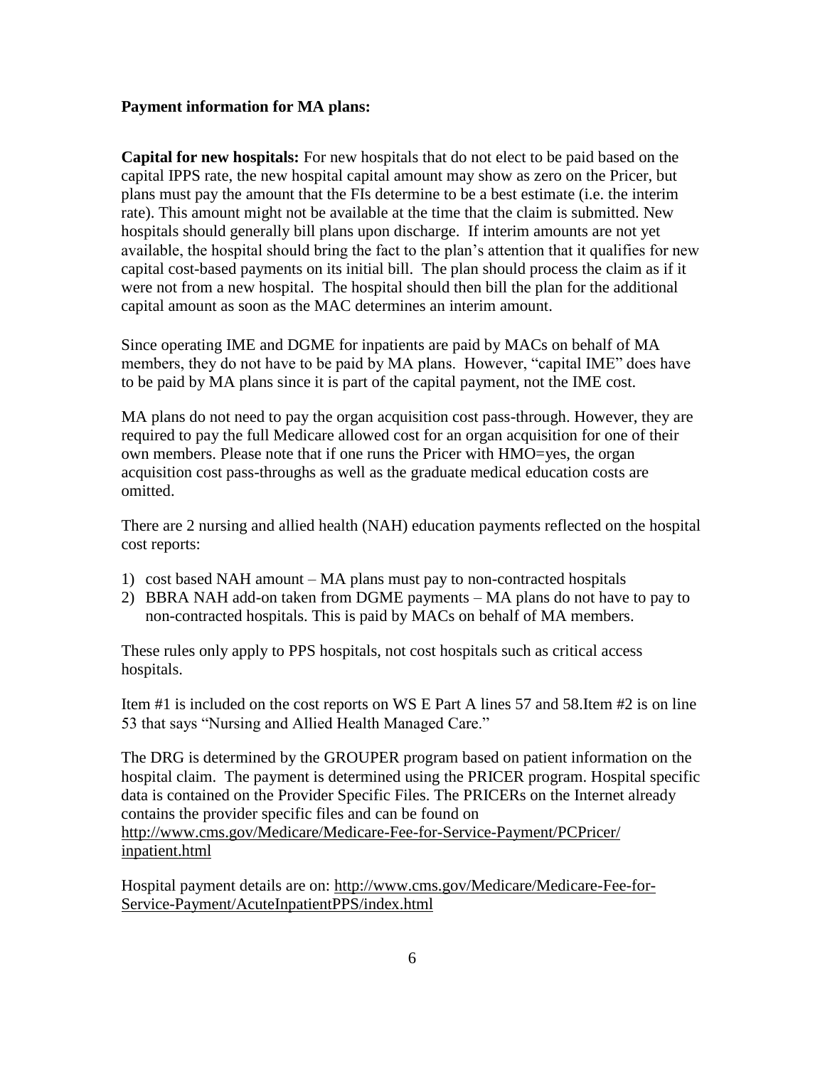**Payment information for MA plans:**

**Capital for new hospitals:** For new hospitals that do not elect to be paid based on the capital IPPS rate, the new hospital capital amount may show as zero on the Pricer, but plans must pay the amount that the FIs determine to be a best estimate (i.e. the interim rate). This amount might not be available at the time that the claim is submitted. New hospitals should generally bill plans upon discharge. If interim amounts are not yet available, the hospital should bring the fact to the plan's attention that it qualifies for new capital cost-based payments on its initial bill. The plan should process the claim as if it were not from a new hospital. The hospital should then bill the plan for the additional capital amount as soon as the MAC determines an interim amount.

Since operating IME and DGME for inpatients are paid by MACs on behalf of MA members, they do not have to be paid by MA plans. However, "capital IME" does have to be paid by MA plans since it is part of the capital payment, not the IME cost.

MA plans do not need to pay the organ acquisition cost pass-through. However, they are required to pay the full Medicare allowed cost for an organ acquisition for one of their own members. Please note that if one runs the Pricer with HMO=yes, the organ acquisition cost pass-throughs as well as the graduate medical education costs are omitted.

There are 2 nursing and allied health (NAH) education payments reflected on the hospital cost reports:

1) cost based NAH amount – MA plans must pay to non-contracted hospitals
2) BBRA NAH add-on taken from DGME payments – MA plans do not have to pay to non-contracted hospitals. This is paid by MACs on behalf of MA members.

These rules only apply to PPS hospitals, not cost hospitals such as critical access hospitals.

Item #1 is included on the cost reports on WS E Part A lines 57 and 58.Item #2 is on line 53 that says "Nursing and Allied Health Managed Care."

The DRG is determined by the GROUPER program based on patient information on the hospital claim. The payment is determined using the PRICER program. Hospital specific data is contained on the Provider Specific Files. The PRICERs on the Internet already contains the provider specific files and can be found on http://www.cms.gov/Medicare/Medicare-Fee-for-Service-Payment/PCPricer/inpatient.html

Hospital payment details are on: http://www.cms.gov/Medicare/Medicare-Fee-for-Service-Payment/AcuteInpatientPPS/index.html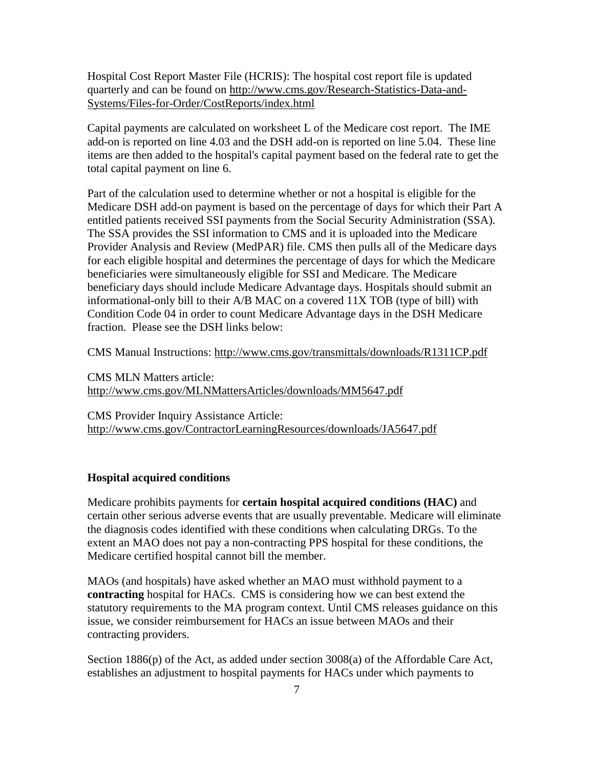Hospital Cost Report Master File (HCRIS): The hospital cost report file is updated quarterly and can be found on http://www.cms.gov/Research-Statistics-Data-and-Systems/Files-for-Order/CostReports/index.html

Capital payments are calculated on worksheet L of the Medicare cost report. The IME add-on is reported on line 4.03 and the DSH add-on is reported on line 5.04. These line items are then added to the hospital's capital payment based on the federal rate to get the total capital payment on line 6.

Part of the calculation used to determine whether or not a hospital is eligible for the Medicare DSH add-on payment is based on the percentage of days for which their Part A entitled patients received SSI payments from the Social Security Administration (SSA). The SSA provides the SSI information to CMS and it is uploaded into the Medicare Provider Analysis and Review (MedPAR) file. CMS then pulls all of the Medicare days for each eligible hospital and determines the percentage of days for which the Medicare beneficiaries were simultaneously eligible for SSI and Medicare. The Medicare beneficiary days should include Medicare Advantage days. Hospitals should submit an informational-only bill to their A/B MAC on a covered 11X TOB (type of bill) with Condition Code 04 in order to count Medicare Advantage days in the DSH Medicare fraction. Please see the DSH links below:

CMS Manual Instructions: http://www.cms.gov/transmittals/downloads/R1311CP.pdf

CMS MLN Matters article:
http://www.cms.gov/MLNMattersArticles/downloads/MM5647.pdf

CMS Provider Inquiry Assistance Article:
http://www.cms.gov/ContractorLearningResources/downloads/JA5647.pdf

**Hospital acquired conditions**

Medicare prohibits payments for **certain hospital acquired conditions (HAC)** and certain other serious adverse events that are usually preventable. Medicare will eliminate the diagnosis codes identified with these conditions when calculating DRGs. To the extent an MAO does not pay a non-contracting PPS hospital for these conditions, the Medicare certified hospital cannot bill the member.

MAOs (and hospitals) have asked whether an MAO must withhold payment to a **contracting** hospital for HACs. CMS is considering how we can best extend the statutory requirements to the MA program context. Until CMS releases guidance on this issue, we consider reimbursement for HACs an issue between MAOs and their contracting providers.

Section 1886(p) of the Act, as added under section 3008(a) of the Affordable Care Act, establishes an adjustment to hospital payments for HACs under which payments to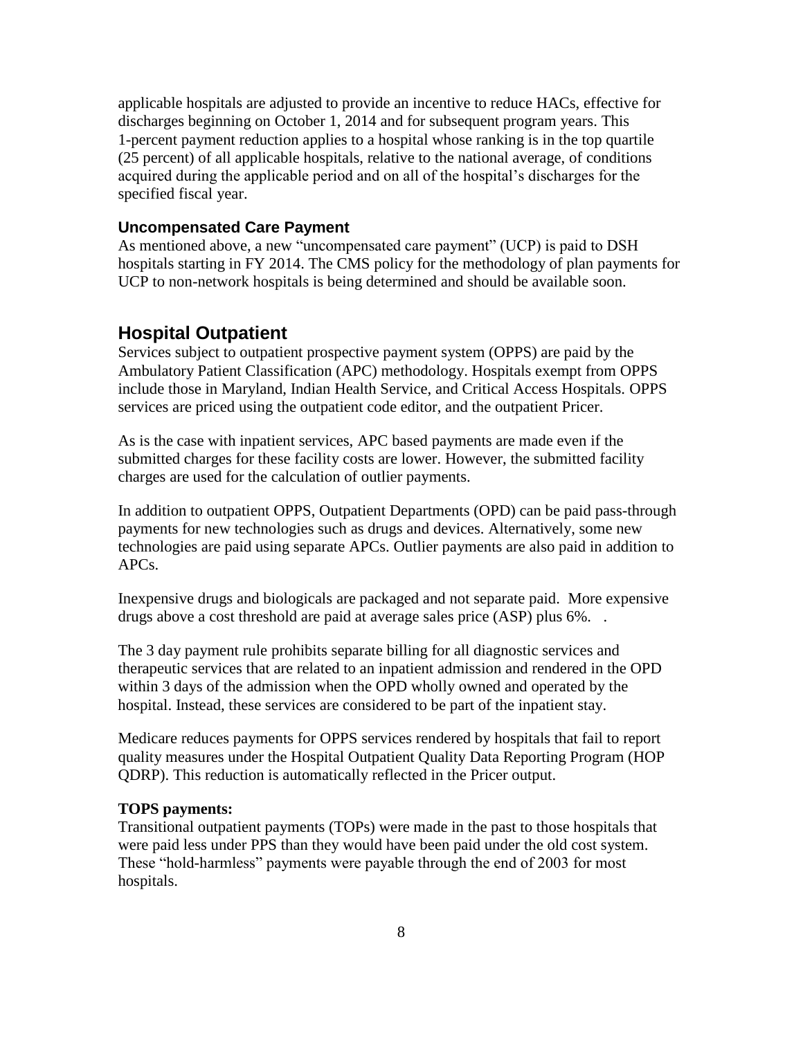applicable hospitals are adjusted to provide an incentive to reduce HACs, effective for discharges beginning on October 1, 2014 and for subsequent program years. This 1-percent payment reduction applies to a hospital whose ranking is in the top quartile (25 percent) of all applicable hospitals, relative to the national average, of conditions acquired during the applicable period and on all of the hospital's discharges for the specified fiscal year.

### Uncompensated Care Payment

As mentioned above, a new "uncompensated care payment" (UCP) is paid to DSH hospitals starting in FY 2014. The CMS policy for the methodology of plan payments for UCP to non-network hospitals is being determined and should be available soon.

## Hospital Outpatient

Services subject to outpatient prospective payment system (OPPS) are paid by the Ambulatory Patient Classification (APC) methodology. Hospitals exempt from OPPS include those in Maryland, Indian Health Service, and Critical Access Hospitals. OPPS services are priced using the outpatient code editor, and the outpatient Pricer.

As is the case with inpatient services, APC based payments are made even if the submitted charges for these facility costs are lower. However, the submitted facility charges are used for the calculation of outlier payments.

In addition to outpatient OPPS, Outpatient Departments (OPD) can be paid pass-through payments for new technologies such as drugs and devices. Alternatively, some new technologies are paid using separate APCs. Outlier payments are also paid in addition to APCs.

Inexpensive drugs and biologicals are packaged and not separate paid. More expensive drugs above a cost threshold are paid at average sales price (ASP) plus 6%. .

The 3 day payment rule prohibits separate billing for all diagnostic services and therapeutic services that are related to an inpatient admission and rendered in the OPD within 3 days of the admission when the OPD wholly owned and operated by the hospital. Instead, these services are considered to be part of the inpatient stay.

Medicare reduces payments for OPPS services rendered by hospitals that fail to report quality measures under the Hospital Outpatient Quality Data Reporting Program (HOP QDRP). This reduction is automatically reflected in the Pricer output.

**TOPS payments:**

Transitional outpatient payments (TOPs) were made in the past to those hospitals that were paid less under PPS than they would have been paid under the old cost system. These "hold-harmless" payments were payable through the end of 2003 for most hospitals.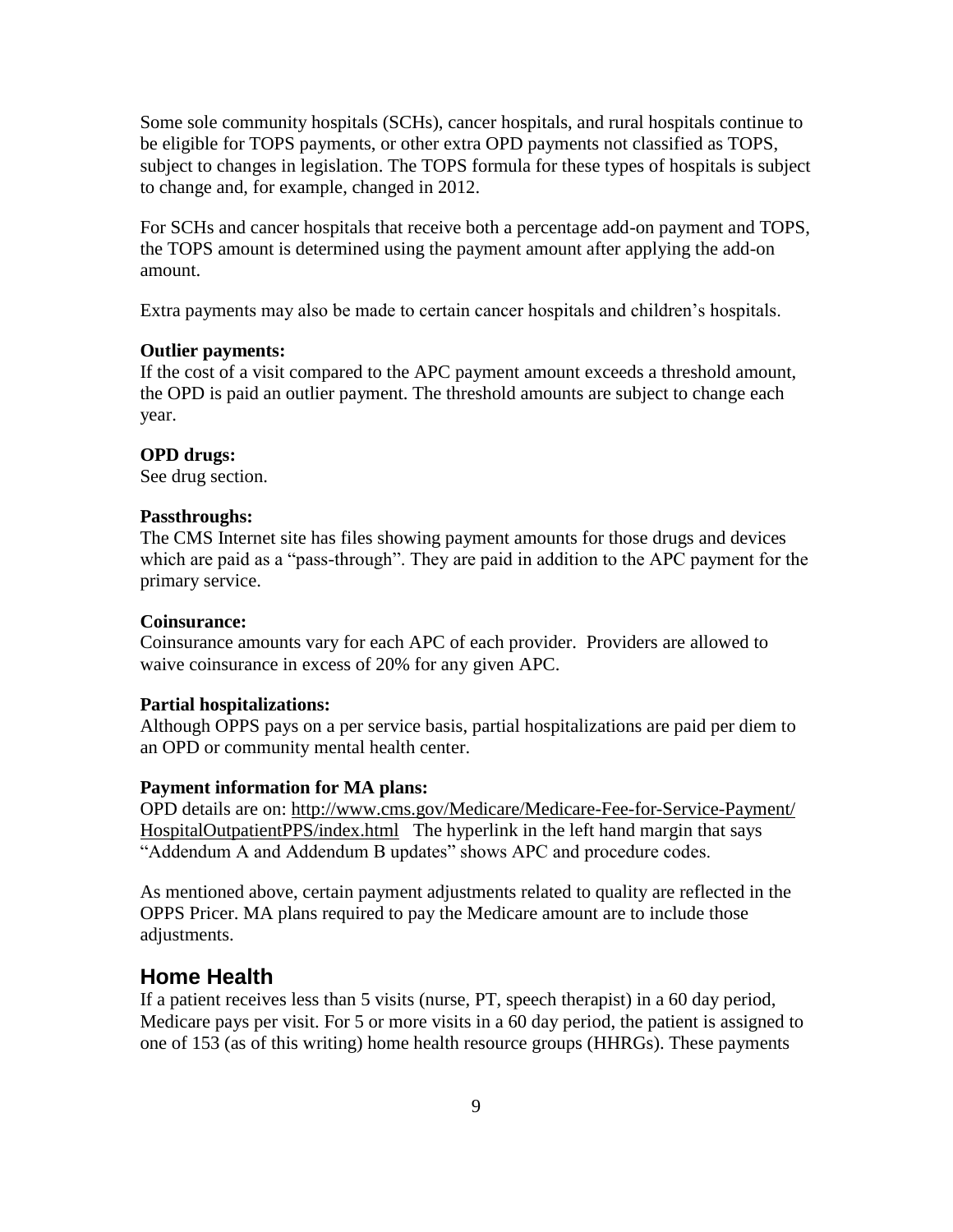Some sole community hospitals (SCHs), cancer hospitals, and rural hospitals continue to be eligible for TOPS payments, or other extra OPD payments not classified as TOPS, subject to changes in legislation. The TOPS formula for these types of hospitals is subject to change and, for example, changed in 2012.

For SCHs and cancer hospitals that receive both a percentage add-on payment and TOPS, the TOPS amount is determined using the payment amount after applying the add-on amount.

Extra payments may also be made to certain cancer hospitals and children's hospitals.

**Outlier payments:**
If the cost of a visit compared to the APC payment amount exceeds a threshold amount, the OPD is paid an outlier payment. The threshold amounts are subject to change each year.

**OPD drugs:**
See drug section.

**Passthroughs:**
The CMS Internet site has files showing payment amounts for those drugs and devices which are paid as a "pass-through". They are paid in addition to the APC payment for the primary service.

**Coinsurance:**
Coinsurance amounts vary for each APC of each provider. Providers are allowed to waive coinsurance in excess of 20% for any given APC.

**Partial hospitalizations:**
Although OPPS pays on a per service basis, partial hospitalizations are paid per diem to an OPD or community mental health center.

**Payment information for MA plans:**
OPD details are on: http://www.cms.gov/Medicare/Medicare-Fee-for-Service-Payment/HospitalOutpatientPPS/index.html The hyperlink in the left hand margin that says "Addendum A and Addendum B updates" shows APC and procedure codes.

As mentioned above, certain payment adjustments related to quality are reflected in the OPPS Pricer. MA plans required to pay the Medicare amount are to include those adjustments.

## Home Health

If a patient receives less than 5 visits (nurse, PT, speech therapist) in a 60 day period, Medicare pays per visit. For 5 or more visits in a 60 day period, the patient is assigned to one of 153 (as of this writing) home health resource groups (HHRGs). These payments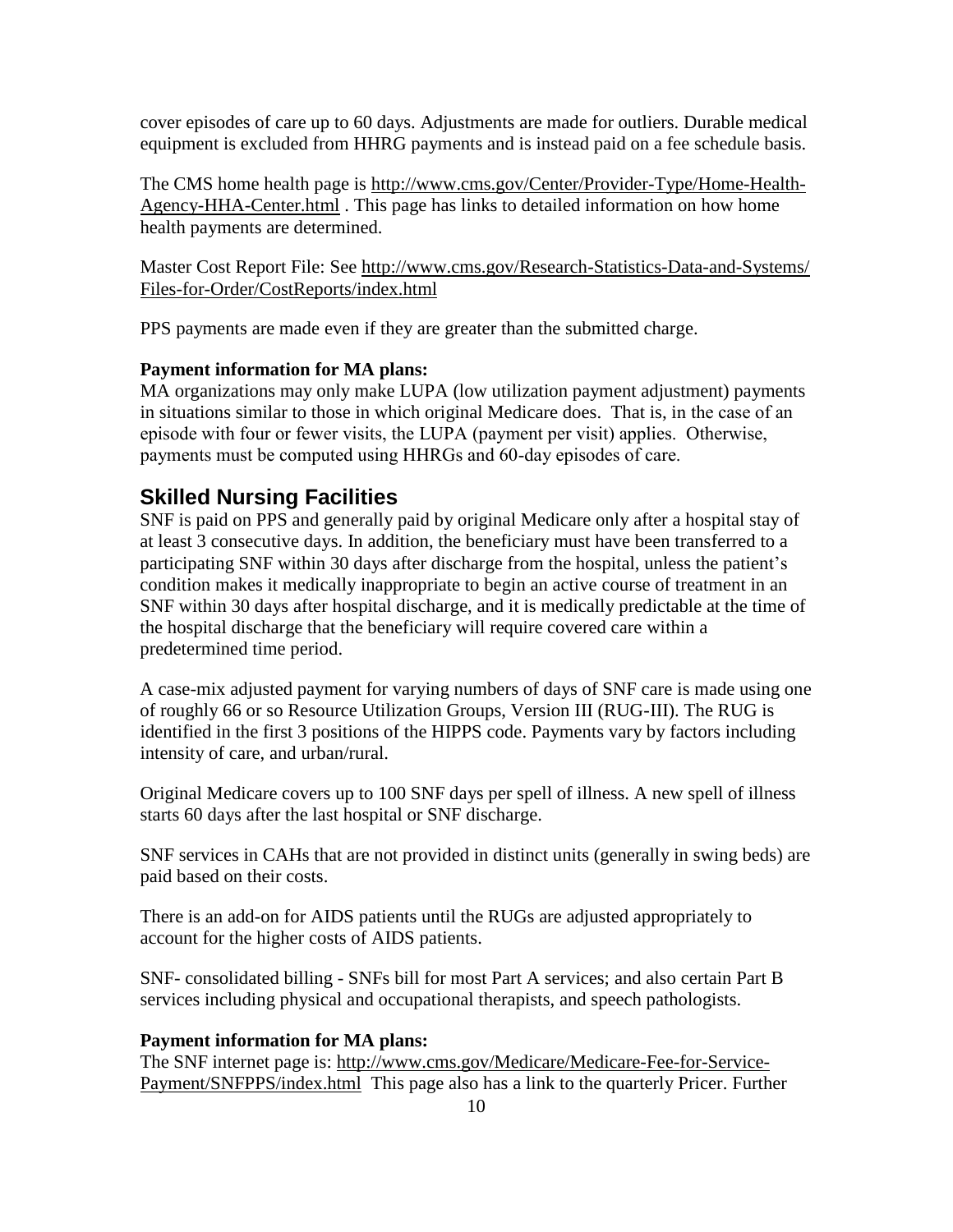cover episodes of care up to 60 days. Adjustments are made for outliers. Durable medical equipment is excluded from HHRG payments and is instead paid on a fee schedule basis.

The CMS home health page is http://www.cms.gov/Center/Provider-Type/Home-Health-Agency-HHA-Center.html . This page has links to detailed information on how home health payments are determined.

Master Cost Report File: See http://www.cms.gov/Research-Statistics-Data-and-Systems/Files-for-Order/CostReports/index.html

PPS payments are made even if they are greater than the submitted charge.

**Payment information for MA plans:**
MA organizations may only make LUPA (low utilization payment adjustment) payments in situations similar to those in which original Medicare does. That is, in the case of an episode with four or fewer visits, the LUPA (payment per visit) applies. Otherwise, payments must be computed using HHRGs and 60-day episodes of care.

## Skilled Nursing Facilities

SNF is paid on PPS and generally paid by original Medicare only after a hospital stay of at least 3 consecutive days. In addition, the beneficiary must have been transferred to a participating SNF within 30 days after discharge from the hospital, unless the patient's condition makes it medically inappropriate to begin an active course of treatment in an SNF within 30 days after hospital discharge, and it is medically predictable at the time of the hospital discharge that the beneficiary will require covered care within a predetermined time period.

A case-mix adjusted payment for varying numbers of days of SNF care is made using one of roughly 66 or so Resource Utilization Groups, Version III (RUG-III). The RUG is identified in the first 3 positions of the HIPPS code. Payments vary by factors including intensity of care, and urban/rural.

Original Medicare covers up to 100 SNF days per spell of illness. A new spell of illness starts 60 days after the last hospital or SNF discharge.

SNF services in CAHs that are not provided in distinct units (generally in swing beds) are paid based on their costs.

There is an add-on for AIDS patients until the RUGs are adjusted appropriately to account for the higher costs of AIDS patients.

SNF- consolidated billing - SNFs bill for most Part A services; and also certain Part B services including physical and occupational therapists, and speech pathologists.

**Payment information for MA plans:**
The SNF internet page is: http://www.cms.gov/Medicare/Medicare-Fee-for-Service-Payment/SNFPPS/index.html This page also has a link to the quarterly Pricer. Further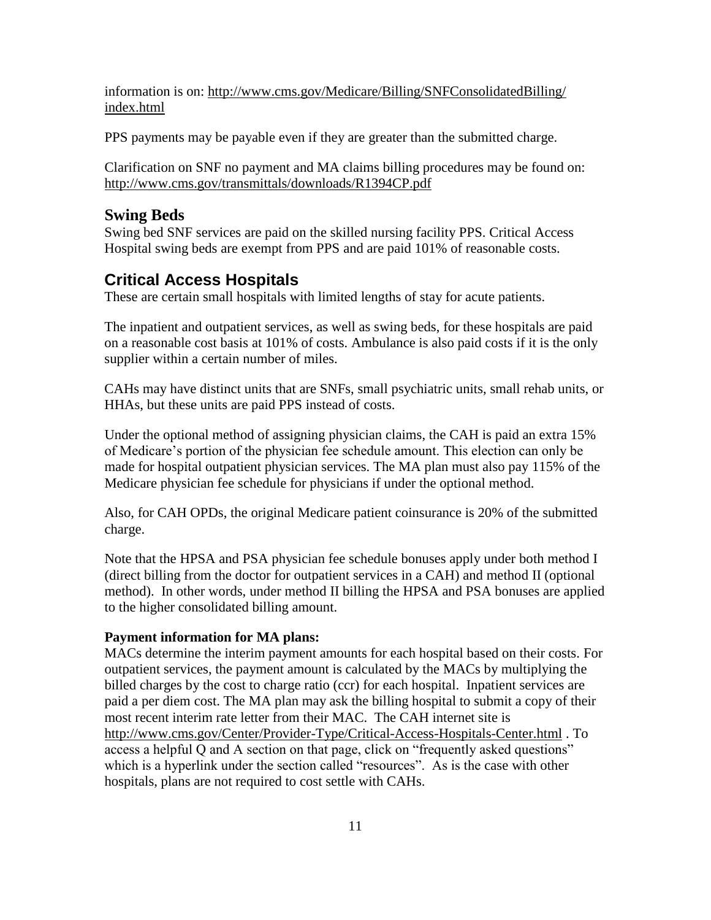information is on: http://www.cms.gov/Medicare/Billing/SNFConsolidatedBilling/index.html

PPS payments may be payable even if they are greater than the submitted charge.

Clarification on SNF no payment and MA claims billing procedures may be found on: http://www.cms.gov/transmittals/downloads/R1394CP.pdf

### Swing Beds

Swing bed SNF services are paid on the skilled nursing facility PPS. Critical Access Hospital swing beds are exempt from PPS and are paid 101% of reasonable costs.

## Critical Access Hospitals

These are certain small hospitals with limited lengths of stay for acute patients.

The inpatient and outpatient services, as well as swing beds, for these hospitals are paid on a reasonable cost basis at 101% of costs. Ambulance is also paid costs if it is the only supplier within a certain number of miles.

CAHs may have distinct units that are SNFs, small psychiatric units, small rehab units, or HHAs, but these units are paid PPS instead of costs.

Under the optional method of assigning physician claims, the CAH is paid an extra 15% of Medicare's portion of the physician fee schedule amount. This election can only be made for hospital outpatient physician services. The MA plan must also pay 115% of the Medicare physician fee schedule for physicians if under the optional method.

Also, for CAH OPDs, the original Medicare patient coinsurance is 20% of the submitted charge.

Note that the HPSA and PSA physician fee schedule bonuses apply under both method I (direct billing from the doctor for outpatient services in a CAH) and method II (optional method). In other words, under method II billing the HPSA and PSA bonuses are applied to the higher consolidated billing amount.

**Payment information for MA plans:**

MACs determine the interim payment amounts for each hospital based on their costs. For outpatient services, the payment amount is calculated by the MACs by multiplying the billed charges by the cost to charge ratio (ccr) for each hospital. Inpatient services are paid a per diem cost. The MA plan may ask the billing hospital to submit a copy of their most recent interim rate letter from their MAC. The CAH internet site is http://www.cms.gov/Center/Provider-Type/Critical-Access-Hospitals-Center.html . To access a helpful Q and A section on that page, click on "frequently asked questions" which is a hyperlink under the section called "resources". As is the case with other hospitals, plans are not required to cost settle with CAHs.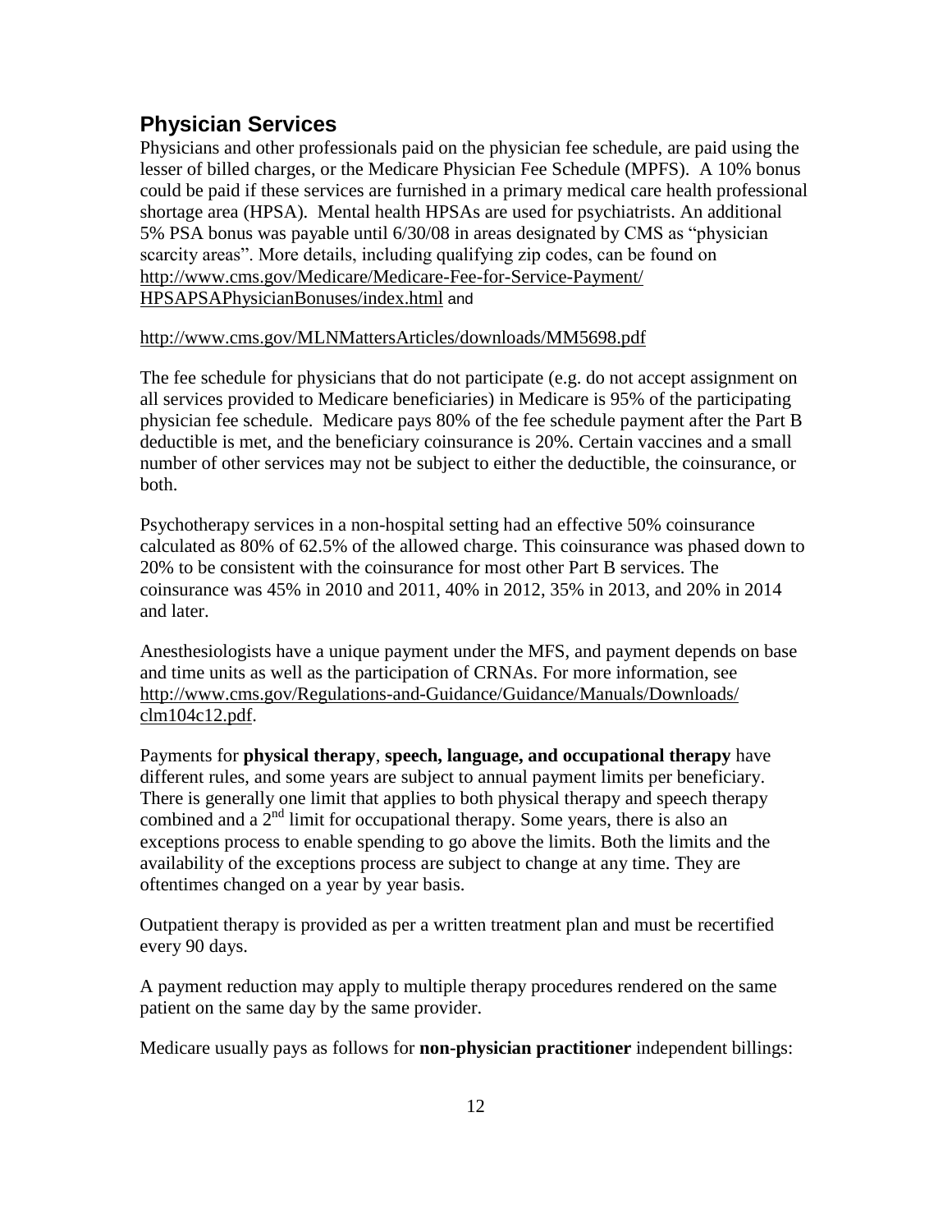## Physician Services

Physicians and other professionals paid on the physician fee schedule, are paid using the lesser of billed charges, or the Medicare Physician Fee Schedule (MPFS). A 10% bonus could be paid if these services are furnished in a primary medical care health professional shortage area (HPSA). Mental health HPSAs are used for psychiatrists. An additional 5% PSA bonus was payable until 6/30/08 in areas designated by CMS as "physician scarcity areas". More details, including qualifying zip codes, can be found on http://www.cms.gov/Medicare/Medicare-Fee-for-Service-Payment/HPSAPSAPhysicianBonuses/index.html and

http://www.cms.gov/MLNMattersArticles/downloads/MM5698.pdf

The fee schedule for physicians that do not participate (e.g. do not accept assignment on all services provided to Medicare beneficiaries) in Medicare is 95% of the participating physician fee schedule. Medicare pays 80% of the fee schedule payment after the Part B deductible is met, and the beneficiary coinsurance is 20%. Certain vaccines and a small number of other services may not be subject to either the deductible, the coinsurance, or both.

Psychotherapy services in a non-hospital setting had an effective 50% coinsurance calculated as 80% of 62.5% of the allowed charge. This coinsurance was phased down to 20% to be consistent with the coinsurance for most other Part B services. The coinsurance was 45% in 2010 and 2011, 40% in 2012, 35% in 2013, and 20% in 2014 and later.

Anesthesiologists have a unique payment under the MFS, and payment depends on base and time units as well as the participation of CRNAs. For more information, see http://www.cms.gov/Regulations-and-Guidance/Guidance/Manuals/Downloads/clm104c12.pdf.

Payments for **physical therapy**, **speech, language, and occupational therapy** have different rules, and some years are subject to annual payment limits per beneficiary. There is generally one limit that applies to both physical therapy and speech therapy combined and a 2nd limit for occupational therapy. Some years, there is also an exceptions process to enable spending to go above the limits. Both the limits and the availability of the exceptions process are subject to change at any time. They are oftentimes changed on a year by year basis.

Outpatient therapy is provided as per a written treatment plan and must be recertified every 90 days.

A payment reduction may apply to multiple therapy procedures rendered on the same patient on the same day by the same provider.

Medicare usually pays as follows for **non-physician practitioner** independent billings: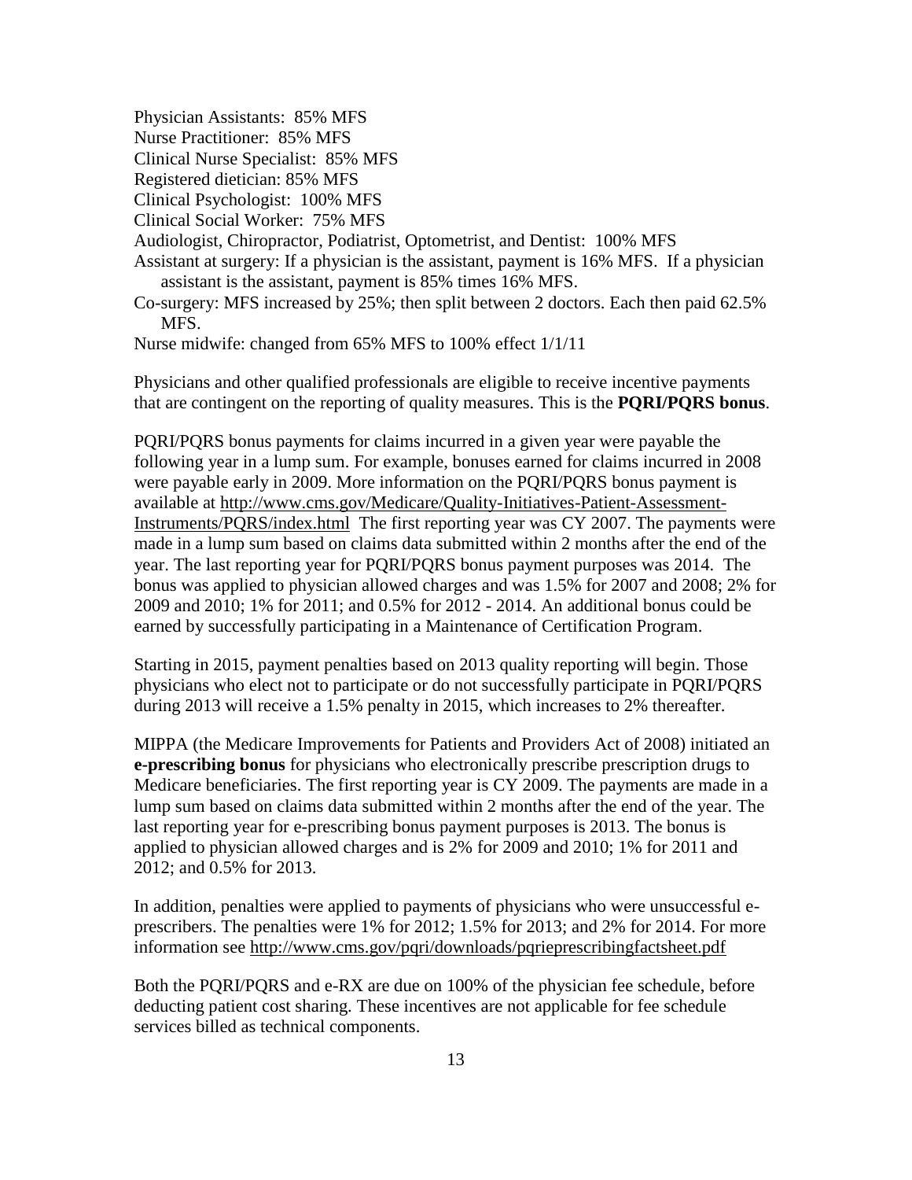Physician Assistants: 85% MFS
Nurse Practitioner: 85% MFS
Clinical Nurse Specialist: 85% MFS
Registered dietician: 85% MFS
Clinical Psychologist: 100% MFS
Clinical Social Worker: 75% MFS
Audiologist, Chiropractor, Podiatrist, Optometrist, and Dentist: 100% MFS
Assistant at surgery: If a physician is the assistant, payment is 16% MFS. If a physician assistant is the assistant, payment is 85% times 16% MFS.
Co-surgery: MFS increased by 25%; then split between 2 doctors. Each then paid 62.5% MFS.
Nurse midwife: changed from 65% MFS to 100% effect 1/1/11

Physicians and other qualified professionals are eligible to receive incentive payments that are contingent on the reporting of quality measures. This is the **PQRI/PQRS bonus**.

PQRI/PQRS bonus payments for claims incurred in a given year were payable the following year in a lump sum. For example, bonuses earned for claims incurred in 2008 were payable early in 2009. More information on the PQRI/PQRS bonus payment is available at http://www.cms.gov/Medicare/Quality-Initiatives-Patient-Assessment-Instruments/PQRS/index.html The first reporting year was CY 2007. The payments were made in a lump sum based on claims data submitted within 2 months after the end of the year. The last reporting year for PQRI/PQRS bonus payment purposes was 2014. The bonus was applied to physician allowed charges and was 1.5% for 2007 and 2008; 2% for 2009 and 2010; 1% for 2011; and 0.5% for 2012 - 2014. An additional bonus could be earned by successfully participating in a Maintenance of Certification Program.

Starting in 2015, payment penalties based on 2013 quality reporting will begin. Those physicians who elect not to participate or do not successfully participate in PQRI/PQRS during 2013 will receive a 1.5% penalty in 2015, which increases to 2% thereafter.

MIPPA (the Medicare Improvements for Patients and Providers Act of 2008) initiated an **e-prescribing bonus** for physicians who electronically prescribe prescription drugs to Medicare beneficiaries. The first reporting year is CY 2009. The payments are made in a lump sum based on claims data submitted within 2 months after the end of the year. The last reporting year for e-prescribing bonus payment purposes is 2013. The bonus is applied to physician allowed charges and is 2% for 2009 and 2010; 1% for 2011 and 2012; and 0.5% for 2013.

In addition, penalties were applied to payments of physicians who were unsuccessful e-prescribers. The penalties were 1% for 2012; 1.5% for 2013; and 2% for 2014. For more information see http://www.cms.gov/pqri/downloads/pqrieprescribingfactsheet.pdf

Both the PQRI/PQRS and e-RX are due on 100% of the physician fee schedule, before deducting patient cost sharing. These incentives are not applicable for fee schedule services billed as technical components.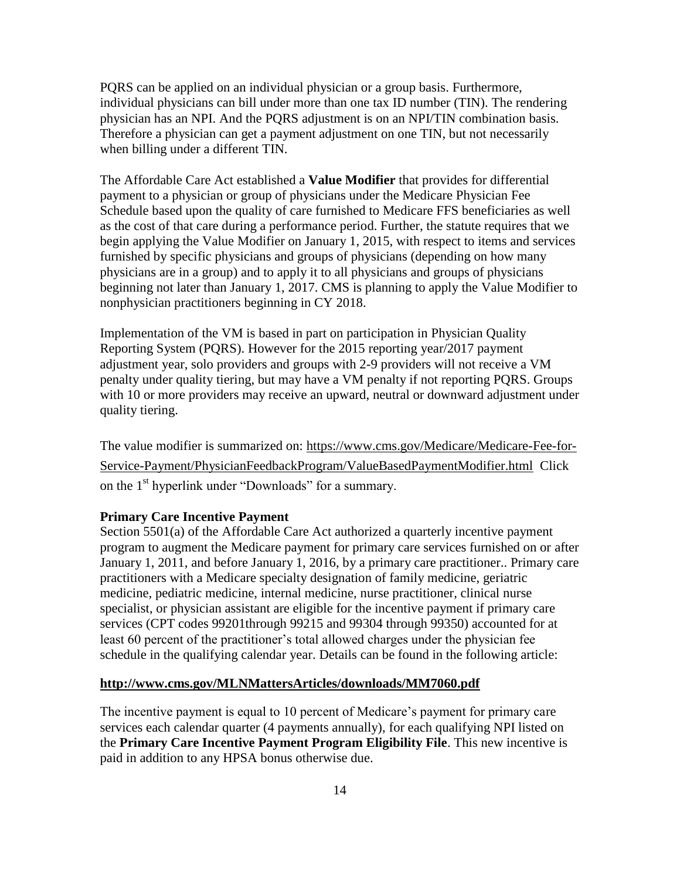PQRS can be applied on an individual physician or a group basis. Furthermore, individual physicians can bill under more than one tax ID number (TIN). The rendering physician has an NPI. And the PQRS adjustment is on an NPI/TIN combination basis. Therefore a physician can get a payment adjustment on one TIN, but not necessarily when billing under a different TIN.

The Affordable Care Act established a **Value Modifier** that provides for differential payment to a physician or group of physicians under the Medicare Physician Fee Schedule based upon the quality of care furnished to Medicare FFS beneficiaries as well as the cost of that care during a performance period. Further, the statute requires that we begin applying the Value Modifier on January 1, 2015, with respect to items and services furnished by specific physicians and groups of physicians (depending on how many physicians are in a group) and to apply it to all physicians and groups of physicians beginning not later than January 1, 2017. CMS is planning to apply the Value Modifier to nonphysician practitioners beginning in CY 2018.

Implementation of the VM is based in part on participation in Physician Quality Reporting System (PQRS). However for the 2015 reporting year/2017 payment adjustment year, solo providers and groups with 2-9 providers will not receive a VM penalty under quality tiering, but may have a VM penalty if not reporting PQRS. Groups with 10 or more providers may receive an upward, neutral or downward adjustment under quality tiering.

The value modifier is summarized on: https://www.cms.gov/Medicare/Medicare-Fee-for-Service-Payment/PhysicianFeedbackProgram/ValueBasedPaymentModifier.html Click on the 1st hyperlink under "Downloads" for a summary.

**Primary Care Incentive Payment**

Section 5501(a) of the Affordable Care Act authorized a quarterly incentive payment program to augment the Medicare payment for primary care services furnished on or after January 1, 2011, and before January 1, 2016, by a primary care practitioner.. Primary care practitioners with a Medicare specialty designation of family medicine, geriatric medicine, pediatric medicine, internal medicine, nurse practitioner, clinical nurse specialist, or physician assistant are eligible for the incentive payment if primary care services (CPT codes 99201through 99215 and 99304 through 99350) accounted for at least 60 percent of the practitioner's total allowed charges under the physician fee schedule in the qualifying calendar year. Details can be found in the following article:

**http://www.cms.gov/MLNMattersArticles/downloads/MM7060.pdf**

The incentive payment is equal to 10 percent of Medicare's payment for primary care services each calendar quarter (4 payments annually), for each qualifying NPI listed on the **Primary Care Incentive Payment Program Eligibility File**. This new incentive is paid in addition to any HPSA bonus otherwise due.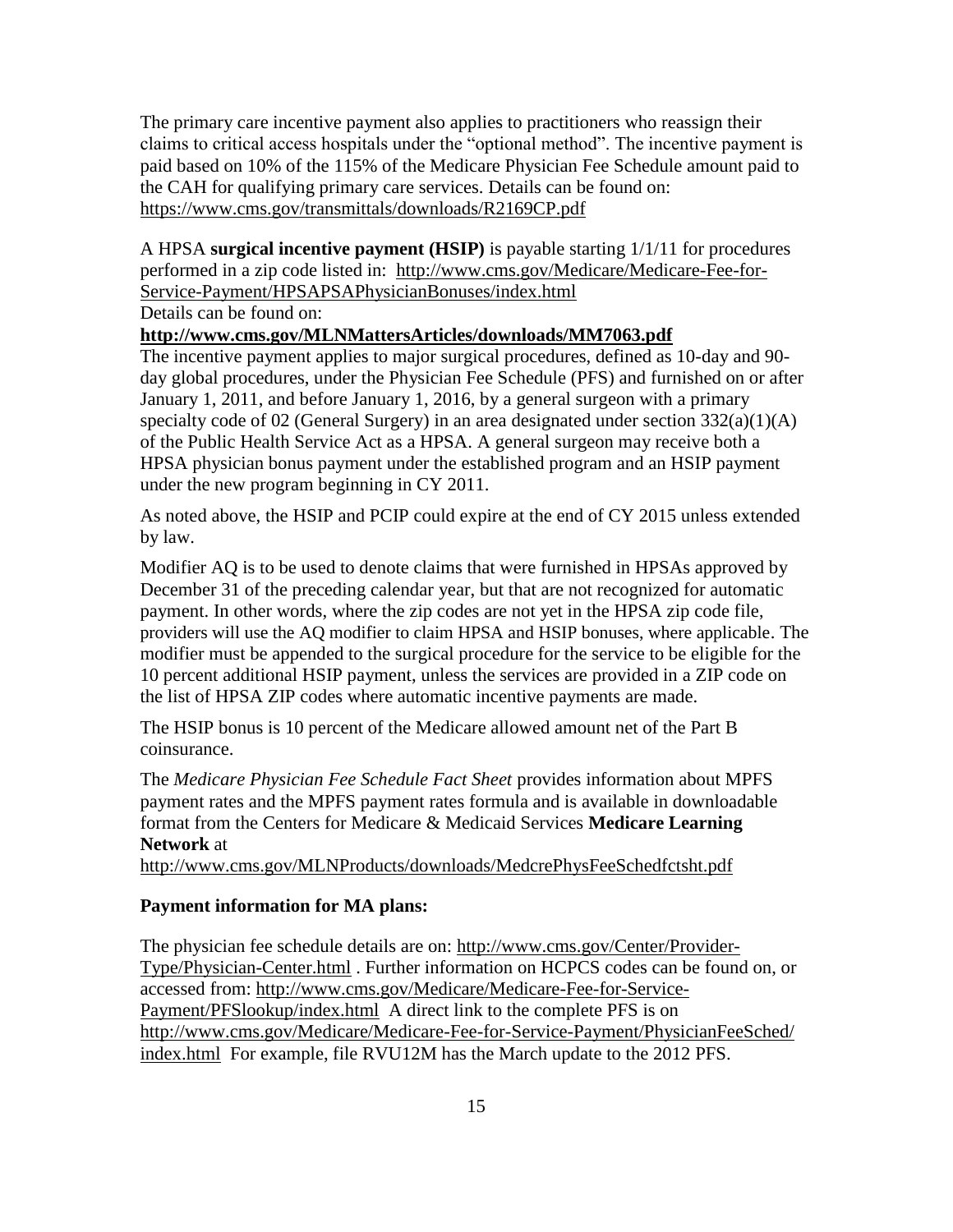The primary care incentive payment also applies to practitioners who reassign their claims to critical access hospitals under the "optional method". The incentive payment is paid based on 10% of the 115% of the Medicare Physician Fee Schedule amount paid to the CAH for qualifying primary care services. Details can be found on: https://www.cms.gov/transmittals/downloads/R2169CP.pdf

A HPSA **surgical incentive payment (HSIP)** is payable starting 1/1/11 for procedures performed in a zip code listed in: http://www.cms.gov/Medicare/Medicare-Fee-for-Service-Payment/HPSAPSAPhysicianBonuses/index.html

Details can be found on:

**http://www.cms.gov/MLNMattersArticles/downloads/MM7063.pdf**

The incentive payment applies to major surgical procedures, defined as 10-day and 90-day global procedures, under the Physician Fee Schedule (PFS) and furnished on or after January 1, 2011, and before January 1, 2016, by a general surgeon with a primary specialty code of 02 (General Surgery) in an area designated under section 332(a)(1)(A) of the Public Health Service Act as a HPSA. A general surgeon may receive both a HPSA physician bonus payment under the established program and an HSIP payment under the new program beginning in CY 2011.

As noted above, the HSIP and PCIP could expire at the end of CY 2015 unless extended by law.

Modifier AQ is to be used to denote claims that were furnished in HPSAs approved by December 31 of the preceding calendar year, but that are not recognized for automatic payment. In other words, where the zip codes are not yet in the HPSA zip code file, providers will use the AQ modifier to claim HPSA and HSIP bonuses, where applicable. The modifier must be appended to the surgical procedure for the service to be eligible for the 10 percent additional HSIP payment, unless the services are provided in a ZIP code on the list of HPSA ZIP codes where automatic incentive payments are made.

The HSIP bonus is 10 percent of the Medicare allowed amount net of the Part B coinsurance.

The *Medicare Physician Fee Schedule Fact Sheet* provides information about MPFS payment rates and the MPFS payment rates formula and is available in downloadable format from the Centers for Medicare & Medicaid Services **Medicare Learning Network** at

http://www.cms.gov/MLNProducts/downloads/MedcrePhysFeeSchedfctsht.pdf

**Payment information for MA plans:**

The physician fee schedule details are on: http://www.cms.gov/Center/Provider-Type/Physician-Center.html . Further information on HCPCS codes can be found on, or accessed from: http://www.cms.gov/Medicare/Medicare-Fee-for-Service-Payment/PFSlookup/index.html A direct link to the complete PFS is on http://www.cms.gov/Medicare/Medicare-Fee-for-Service-Payment/PhysicianFeeSched/index.html For example, file RVU12M has the March update to the 2012 PFS.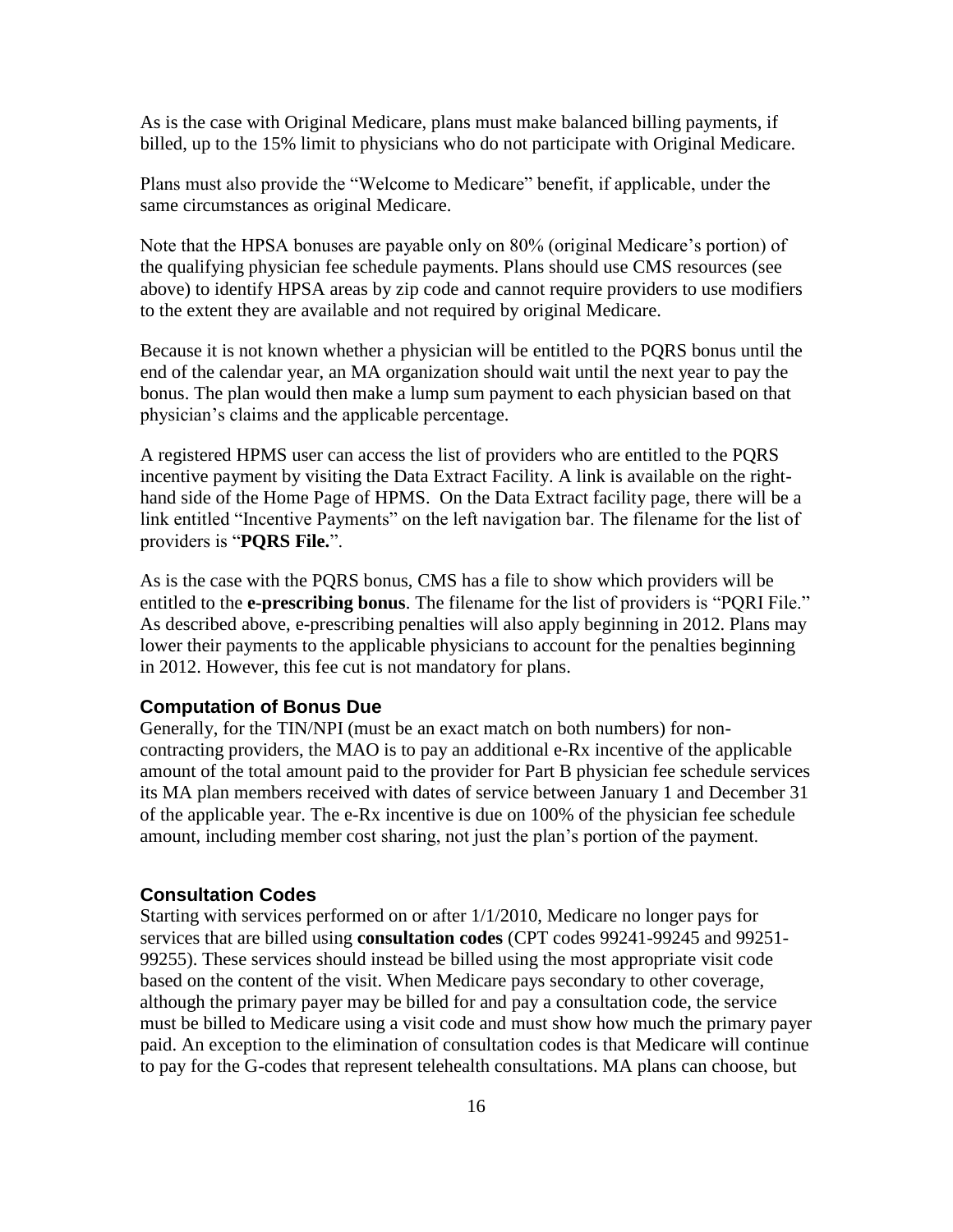As is the case with Original Medicare, plans must make balanced billing payments, if billed, up to the 15% limit to physicians who do not participate with Original Medicare.

Plans must also provide the "Welcome to Medicare" benefit, if applicable, under the same circumstances as original Medicare.

Note that the HPSA bonuses are payable only on 80% (original Medicare's portion) of the qualifying physician fee schedule payments. Plans should use CMS resources (see above) to identify HPSA areas by zip code and cannot require providers to use modifiers to the extent they are available and not required by original Medicare.

Because it is not known whether a physician will be entitled to the PQRS bonus until the end of the calendar year, an MA organization should wait until the next year to pay the bonus. The plan would then make a lump sum payment to each physician based on that physician's claims and the applicable percentage.

A registered HPMS user can access the list of providers who are entitled to the PQRS incentive payment by visiting the Data Extract Facility. A link is available on the right-hand side of the Home Page of HPMS. On the Data Extract facility page, there will be a link entitled "Incentive Payments" on the left navigation bar. The filename for the list of providers is "**PQRS File.**".

As is the case with the PQRS bonus, CMS has a file to show which providers will be entitled to the **e-prescribing bonus**. The filename for the list of providers is "PQRI File." As described above, e-prescribing penalties will also apply beginning in 2012. Plans may lower their payments to the applicable physicians to account for the penalties beginning in 2012. However, this fee cut is not mandatory for plans.

### Computation of Bonus Due

Generally, for the TIN/NPI (must be an exact match on both numbers) for non-contracting providers, the MAO is to pay an additional e-Rx incentive of the applicable amount of the total amount paid to the provider for Part B physician fee schedule services its MA plan members received with dates of service between January 1 and December 31 of the applicable year. The e-Rx incentive is due on 100% of the physician fee schedule amount, including member cost sharing, not just the plan's portion of the payment.

### Consultation Codes

Starting with services performed on or after 1/1/2010, Medicare no longer pays for services that are billed using **consultation codes** (CPT codes 99241-99245 and 99251-99255). These services should instead be billed using the most appropriate visit code based on the content of the visit. When Medicare pays secondary to other coverage, although the primary payer may be billed for and pay a consultation code, the service must be billed to Medicare using a visit code and must show how much the primary payer paid. An exception to the elimination of consultation codes is that Medicare will continue to pay for the G-codes that represent telehealth consultations. MA plans can choose, but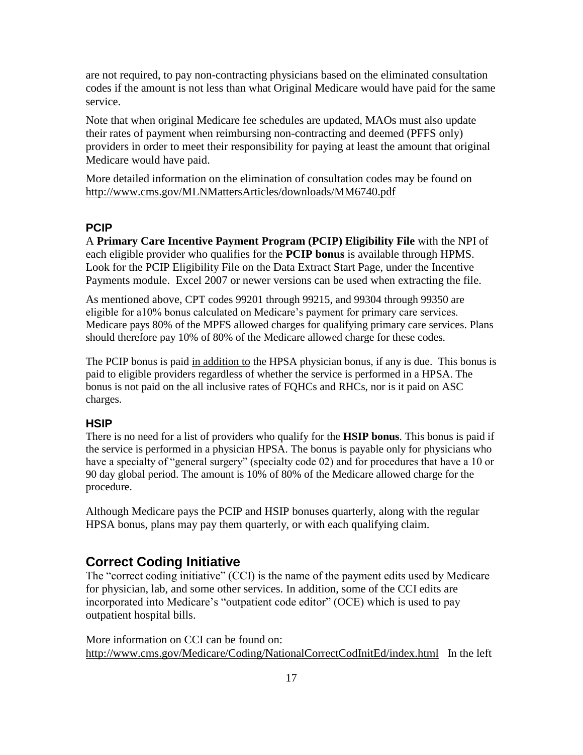are not required, to pay non-contracting physicians based on the eliminated consultation codes if the amount is not less than what Original Medicare would have paid for the same service.

Note that when original Medicare fee schedules are updated, MAOs must also update their rates of payment when reimbursing non-contracting and deemed (PFFS only) providers in order to meet their responsibility for paying at least the amount that original Medicare would have paid.

More detailed information on the elimination of consultation codes may be found on http://www.cms.gov/MLNMattersArticles/downloads/MM6740.pdf

### PCIP

A **Primary Care Incentive Payment Program (PCIP) Eligibility File** with the NPI of each eligible provider who qualifies for the **PCIP bonus** is available through HPMS. Look for the PCIP Eligibility File on the Data Extract Start Page, under the Incentive Payments module. Excel 2007 or newer versions can be used when extracting the file.

As mentioned above, CPT codes 99201 through 99215, and 99304 through 99350 are eligible for a10% bonus calculated on Medicare's payment for primary care services. Medicare pays 80% of the MPFS allowed charges for qualifying primary care services. Plans should therefore pay 10% of 80% of the Medicare allowed charge for these codes.

The PCIP bonus is paid in addition to the HPSA physician bonus, if any is due. This bonus is paid to eligible providers regardless of whether the service is performed in a HPSA. The bonus is not paid on the all inclusive rates of FQHCs and RHCs, nor is it paid on ASC charges.

### HSIP

There is no need for a list of providers who qualify for the **HSIP bonus**. This bonus is paid if the service is performed in a physician HPSA. The bonus is payable only for physicians who have a specialty of "general surgery" (specialty code 02) and for procedures that have a 10 or 90 day global period. The amount is 10% of 80% of the Medicare allowed charge for the procedure.

Although Medicare pays the PCIP and HSIP bonuses quarterly, along with the regular HPSA bonus, plans may pay them quarterly, or with each qualifying claim.

## Correct Coding Initiative

The "correct coding initiative" (CCI) is the name of the payment edits used by Medicare for physician, lab, and some other services. In addition, some of the CCI edits are incorporated into Medicare's "outpatient code editor" (OCE) which is used to pay outpatient hospital bills.

More information on CCI can be found on: http://www.cms.gov/Medicare/Coding/NationalCorrectCodInitEd/index.html In the left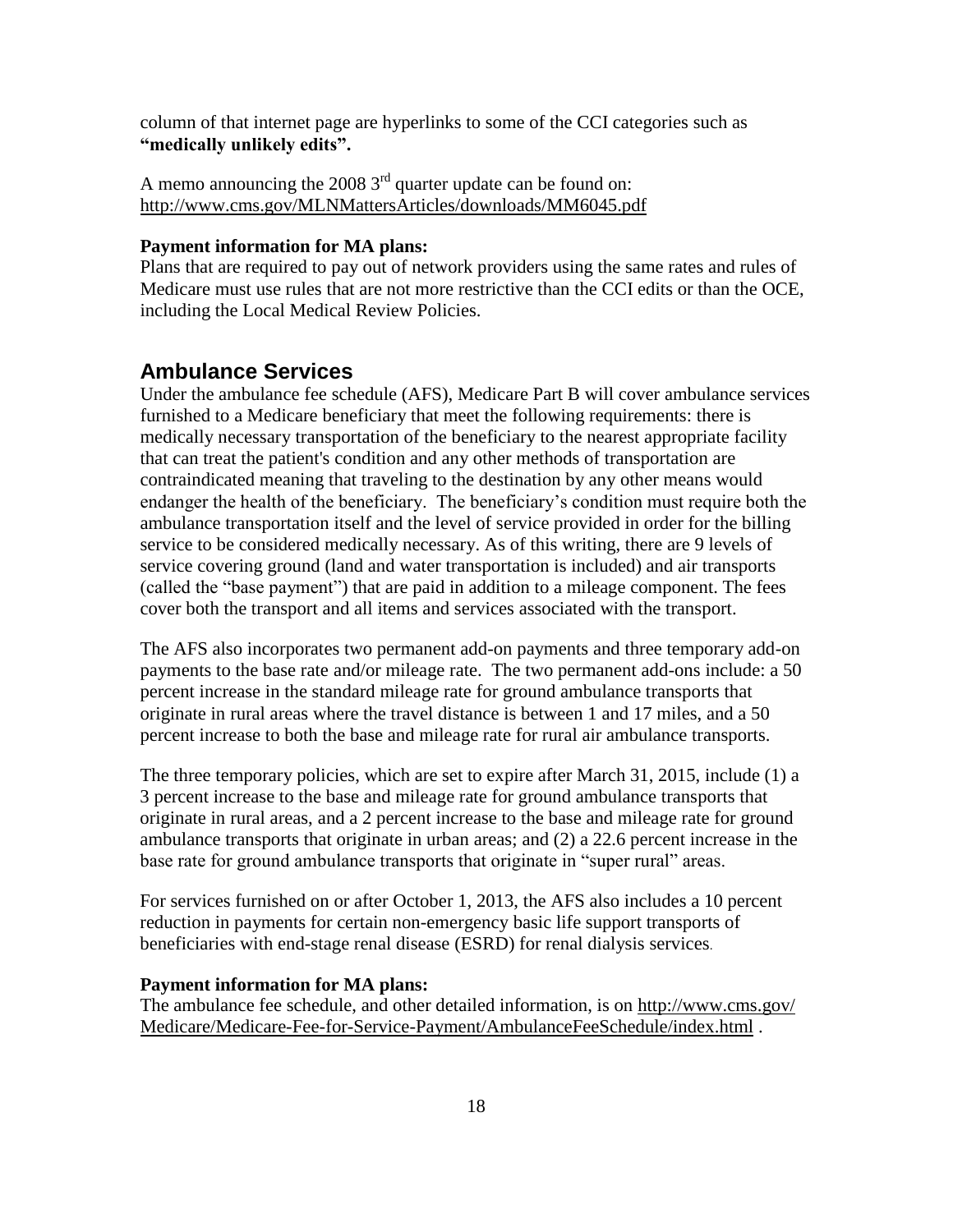column of that internet page are hyperlinks to some of the CCI categories such as **"medically unlikely edits".**

A memo announcing the 2008 3rd quarter update can be found on: http://www.cms.gov/MLNMattersArticles/downloads/MM6045.pdf

**Payment information for MA plans:**
Plans that are required to pay out of network providers using the same rates and rules of Medicare must use rules that are not more restrictive than the CCI edits or than the OCE, including the Local Medical Review Policies.

## Ambulance Services

Under the ambulance fee schedule (AFS), Medicare Part B will cover ambulance services furnished to a Medicare beneficiary that meet the following requirements: there is medically necessary transportation of the beneficiary to the nearest appropriate facility that can treat the patient's condition and any other methods of transportation are contraindicated meaning that traveling to the destination by any other means would endanger the health of the beneficiary. The beneficiary's condition must require both the ambulance transportation itself and the level of service provided in order for the billing service to be considered medically necessary. As of this writing, there are 9 levels of service covering ground (land and water transportation is included) and air transports (called the "base payment") that are paid in addition to a mileage component. The fees cover both the transport and all items and services associated with the transport.

The AFS also incorporates two permanent add-on payments and three temporary add-on payments to the base rate and/or mileage rate. The two permanent add-ons include: a 50 percent increase in the standard mileage rate for ground ambulance transports that originate in rural areas where the travel distance is between 1 and 17 miles, and a 50 percent increase to both the base and mileage rate for rural air ambulance transports.

The three temporary policies, which are set to expire after March 31, 2015, include (1) a 3 percent increase to the base and mileage rate for ground ambulance transports that originate in rural areas, and a 2 percent increase to the base and mileage rate for ground ambulance transports that originate in urban areas; and (2) a 22.6 percent increase in the base rate for ground ambulance transports that originate in "super rural" areas.

For services furnished on or after October 1, 2013, the AFS also includes a 10 percent reduction in payments for certain non-emergency basic life support transports of beneficiaries with end-stage renal disease (ESRD) for renal dialysis services.

**Payment information for MA plans:**
The ambulance fee schedule, and other detailed information, is on http://www.cms.gov/Medicare/Medicare-Fee-for-Service-Payment/AmbulanceFeeSchedule/index.html .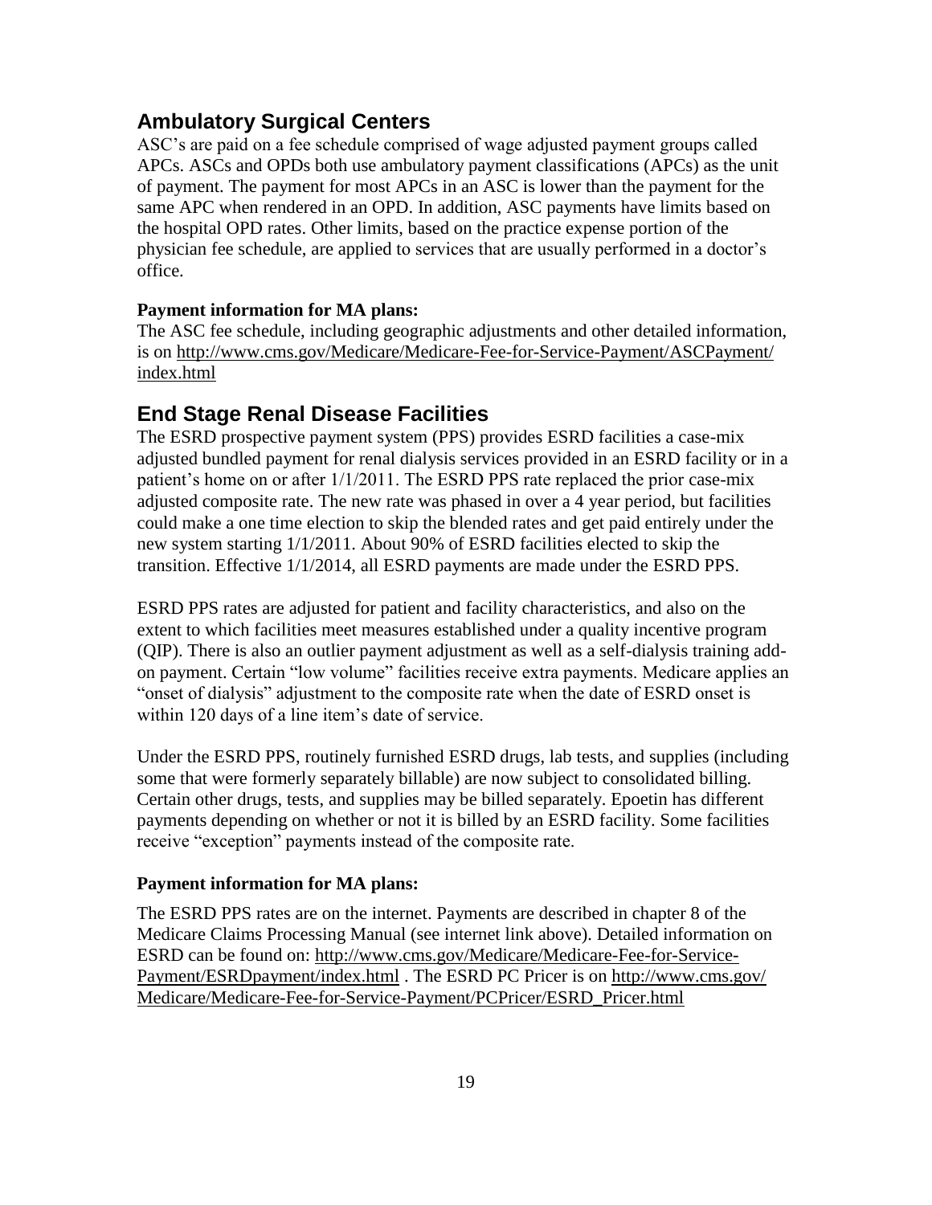## Ambulatory Surgical Centers

ASC's are paid on a fee schedule comprised of wage adjusted payment groups called APCs. ASCs and OPDs both use ambulatory payment classifications (APCs) as the unit of payment. The payment for most APCs in an ASC is lower than the payment for the same APC when rendered in an OPD. In addition, ASC payments have limits based on the hospital OPD rates. Other limits, based on the practice expense portion of the physician fee schedule, are applied to services that are usually performed in a doctor's office.

**Payment information for MA plans:**

The ASC fee schedule, including geographic adjustments and other detailed information, is on http://www.cms.gov/Medicare/Medicare-Fee-for-Service-Payment/ASCPayment/index.html

## End Stage Renal Disease Facilities

The ESRD prospective payment system (PPS) provides ESRD facilities a case-mix adjusted bundled payment for renal dialysis services provided in an ESRD facility or in a patient's home on or after 1/1/2011. The ESRD PPS rate replaced the prior case-mix adjusted composite rate. The new rate was phased in over a 4 year period, but facilities could make a one time election to skip the blended rates and get paid entirely under the new system starting 1/1/2011. About 90% of ESRD facilities elected to skip the transition. Effective 1/1/2014, all ESRD payments are made under the ESRD PPS.

ESRD PPS rates are adjusted for patient and facility characteristics, and also on the extent to which facilities meet measures established under a quality incentive program (QIP). There is also an outlier payment adjustment as well as a self-dialysis training add-on payment. Certain "low volume" facilities receive extra payments. Medicare applies an "onset of dialysis" adjustment to the composite rate when the date of ESRD onset is within 120 days of a line item's date of service.

Under the ESRD PPS, routinely furnished ESRD drugs, lab tests, and supplies (including some that were formerly separately billable) are now subject to consolidated billing. Certain other drugs, tests, and supplies may be billed separately. Epoetin has different payments depending on whether or not it is billed by an ESRD facility. Some facilities receive "exception" payments instead of the composite rate.

**Payment information for MA plans:**

The ESRD PPS rates are on the internet. Payments are described in chapter 8 of the Medicare Claims Processing Manual (see internet link above). Detailed information on ESRD can be found on: http://www.cms.gov/Medicare/Medicare-Fee-for-Service-Payment/ESRDpayment/index.html . The ESRD PC Pricer is on http://www.cms.gov/Medicare/Medicare-Fee-for-Service-Payment/PCPricer/ESRD_Pricer.html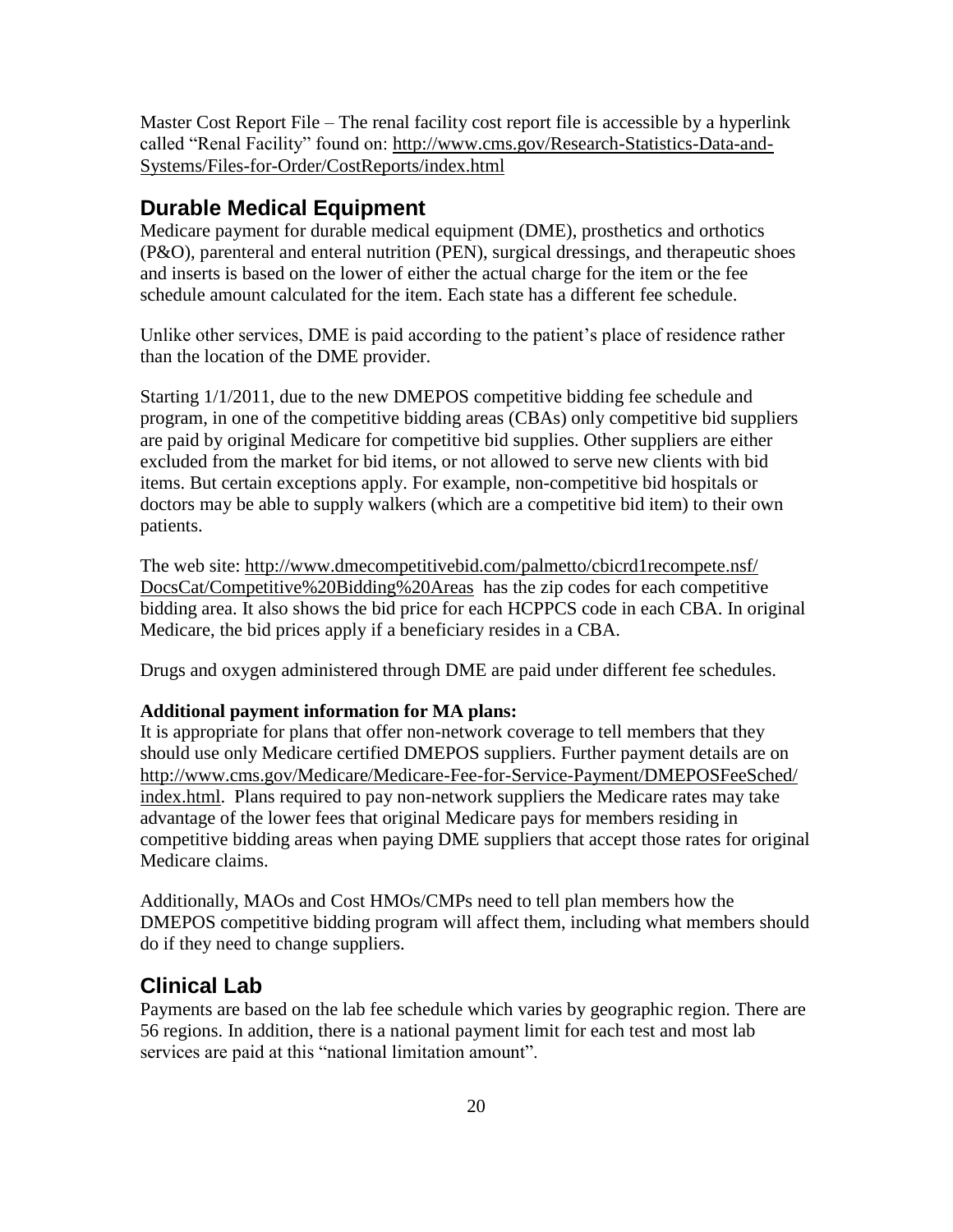Master Cost Report File – The renal facility cost report file is accessible by a hyperlink called "Renal Facility" found on: http://www.cms.gov/Research-Statistics-Data-and-Systems/Files-for-Order/CostReports/index.html

## Durable Medical Equipment

Medicare payment for durable medical equipment (DME), prosthetics and orthotics (P&O), parenteral and enteral nutrition (PEN), surgical dressings, and therapeutic shoes and inserts is based on the lower of either the actual charge for the item or the fee schedule amount calculated for the item. Each state has a different fee schedule.

Unlike other services, DME is paid according to the patient's place of residence rather than the location of the DME provider.

Starting 1/1/2011, due to the new DMEPOS competitive bidding fee schedule and program, in one of the competitive bidding areas (CBAs) only competitive bid suppliers are paid by original Medicare for competitive bid supplies. Other suppliers are either excluded from the market for bid items, or not allowed to serve new clients with bid items. But certain exceptions apply. For example, non-competitive bid hospitals or doctors may be able to supply walkers (which are a competitive bid item) to their own patients.

The web site: http://www.dmecompetitivebid.com/palmetto/cbicrd1recompete.nsf/DocsCat/Competitive%20Bidding%20Areas has the zip codes for each competitive bidding area. It also shows the bid price for each HCPPCS code in each CBA. In original Medicare, the bid prices apply if a beneficiary resides in a CBA.

Drugs and oxygen administered through DME are paid under different fee schedules.

**Additional payment information for MA plans:**

It is appropriate for plans that offer non-network coverage to tell members that they should use only Medicare certified DMEPOS suppliers. Further payment details are on http://www.cms.gov/Medicare/Medicare-Fee-for-Service-Payment/DMEPOSFeeSched/index.html. Plans required to pay non-network suppliers the Medicare rates may take advantage of the lower fees that original Medicare pays for members residing in competitive bidding areas when paying DME suppliers that accept those rates for original Medicare claims.

Additionally, MAOs and Cost HMOs/CMPs need to tell plan members how the DMEPOS competitive bidding program will affect them, including what members should do if they need to change suppliers.

## Clinical Lab

Payments are based on the lab fee schedule which varies by geographic region. There are 56 regions. In addition, there is a national payment limit for each test and most lab services are paid at this "national limitation amount".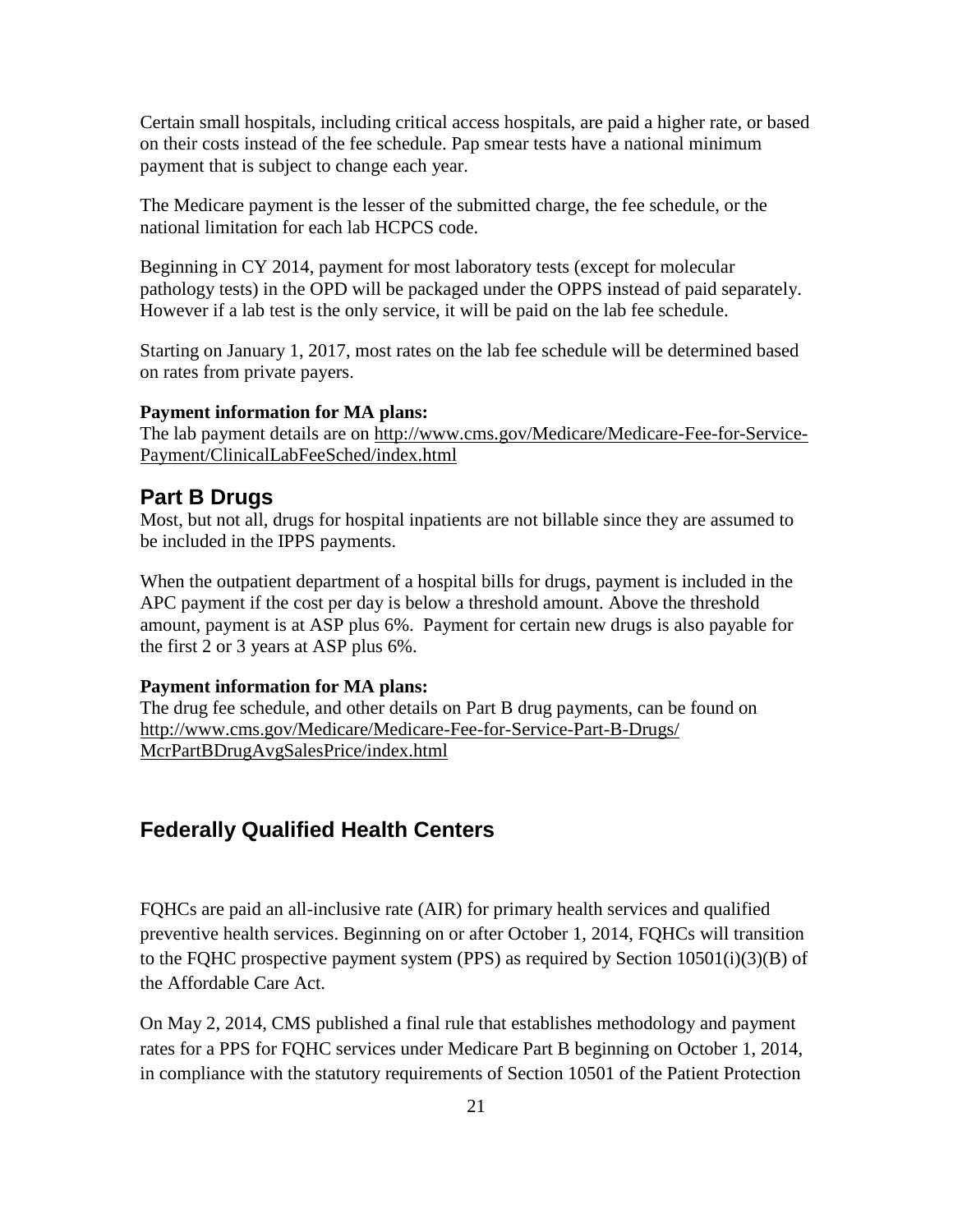Certain small hospitals, including critical access hospitals, are paid a higher rate, or based on their costs instead of the fee schedule. Pap smear tests have a national minimum payment that is subject to change each year.

The Medicare payment is the lesser of the submitted charge, the fee schedule, or the national limitation for each lab HCPCS code.

Beginning in CY 2014, payment for most laboratory tests (except for molecular pathology tests) in the OPD will be packaged under the OPPS instead of paid separately. However if a lab test is the only service, it will be paid on the lab fee schedule.

Starting on January 1, 2017, most rates on the lab fee schedule will be determined based on rates from private payers.

**Payment information for MA plans:**
The lab payment details are on http://www.cms.gov/Medicare/Medicare-Fee-for-Service-Payment/ClinicalLabFeeSched/index.html

## Part B Drugs

Most, but not all, drugs for hospital inpatients are not billable since they are assumed to be included in the IPPS payments.

When the outpatient department of a hospital bills for drugs, payment is included in the APC payment if the cost per day is below a threshold amount. Above the threshold amount, payment is at ASP plus 6%. Payment for certain new drugs is also payable for the first 2 or 3 years at ASP plus 6%.

**Payment information for MA plans:**
The drug fee schedule, and other details on Part B drug payments, can be found on http://www.cms.gov/Medicare/Medicare-Fee-for-Service-Part-B-Drugs/McrPartBDrugAvgSalesPrice/index.html

## Federally Qualified Health Centers

FQHCs are paid an all-inclusive rate (AIR) for primary health services and qualified preventive health services. Beginning on or after October 1, 2014, FQHCs will transition to the FQHC prospective payment system (PPS) as required by Section 10501(i)(3)(B) of the Affordable Care Act.

On May 2, 2014, CMS published a final rule that establishes methodology and payment rates for a PPS for FQHC services under Medicare Part B beginning on October 1, 2014, in compliance with the statutory requirements of Section 10501 of the Patient Protection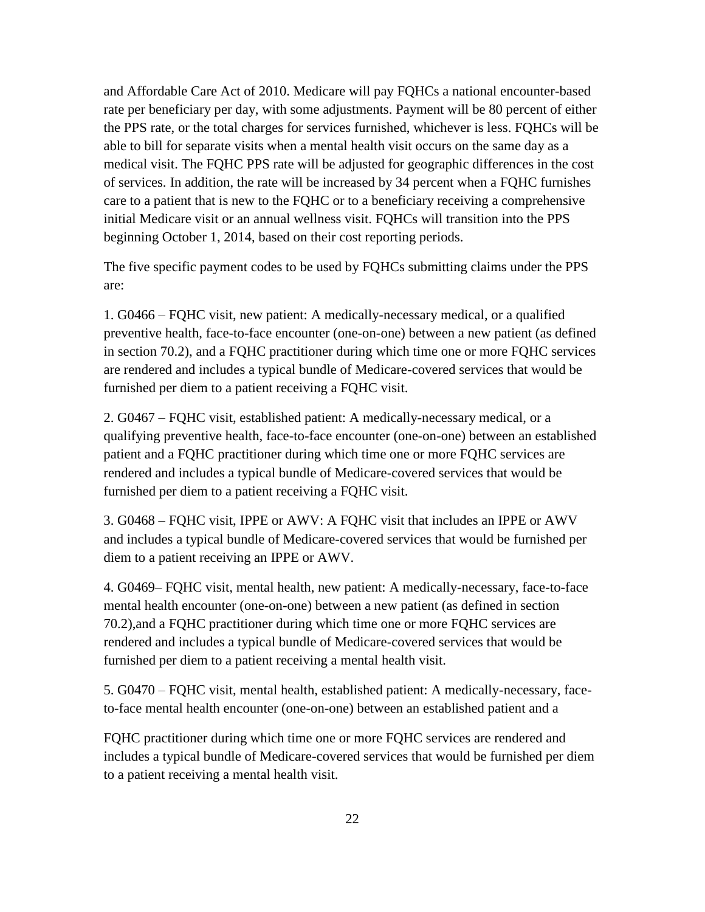and Affordable Care Act of 2010. Medicare will pay FQHCs a national encounter-based rate per beneficiary per day, with some adjustments. Payment will be 80 percent of either the PPS rate, or the total charges for services furnished, whichever is less. FQHCs will be able to bill for separate visits when a mental health visit occurs on the same day as a medical visit. The FQHC PPS rate will be adjusted for geographic differences in the cost of services. In addition, the rate will be increased by 34 percent when a FQHC furnishes care to a patient that is new to the FQHC or to a beneficiary receiving a comprehensive initial Medicare visit or an annual wellness visit. FQHCs will transition into the PPS beginning October 1, 2014, based on their cost reporting periods.

The five specific payment codes to be used by FQHCs submitting claims under the PPS are:

1. G0466 – FQHC visit, new patient: A medically-necessary medical, or a qualified preventive health, face-to-face encounter (one-on-one) between a new patient (as defined in section 70.2), and a FQHC practitioner during which time one or more FQHC services are rendered and includes a typical bundle of Medicare-covered services that would be furnished per diem to a patient receiving a FQHC visit.

2. G0467 – FQHC visit, established patient: A medically-necessary medical, or a qualifying preventive health, face-to-face encounter (one-on-one) between an established patient and a FQHC practitioner during which time one or more FQHC services are rendered and includes a typical bundle of Medicare-covered services that would be furnished per diem to a patient receiving a FQHC visit.

3. G0468 – FQHC visit, IPPE or AWV: A FQHC visit that includes an IPPE or AWV and includes a typical bundle of Medicare-covered services that would be furnished per diem to a patient receiving an IPPE or AWV.

4. G0469– FQHC visit, mental health, new patient: A medically-necessary, face-to-face mental health encounter (one-on-one) between a new patient (as defined in section 70.2),and a FQHC practitioner during which time one or more FQHC services are rendered and includes a typical bundle of Medicare-covered services that would be furnished per diem to a patient receiving a mental health visit.

5. G0470 – FQHC visit, mental health, established patient: A medically-necessary, face-to-face mental health encounter (one-on-one) between an established patient and a FQHC practitioner during which time one or more FQHC services are rendered and includes a typical bundle of Medicare-covered services that would be furnished per diem to a patient receiving a mental health visit.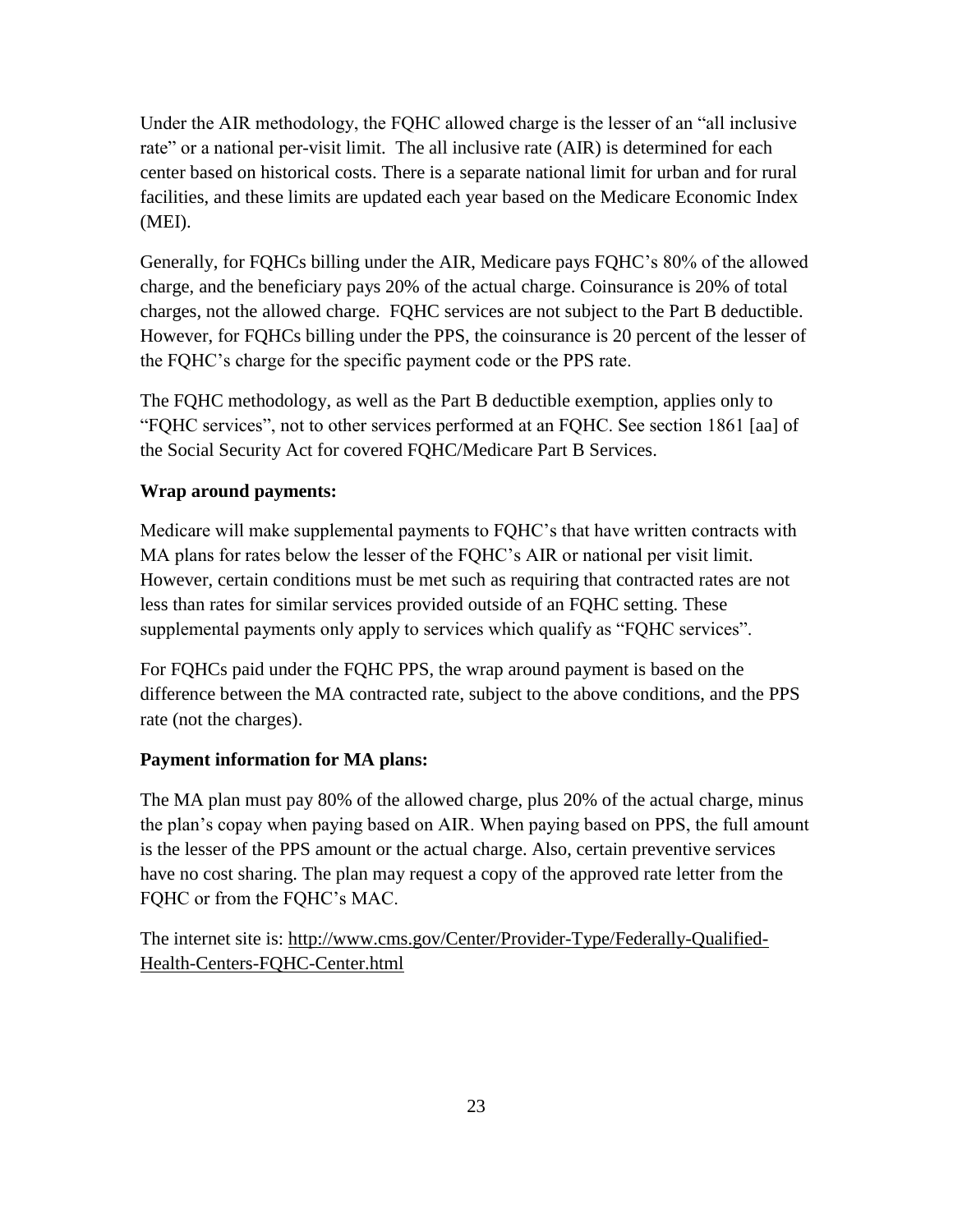Under the AIR methodology, the FQHC allowed charge is the lesser of an "all inclusive rate" or a national per-visit limit. The all inclusive rate (AIR) is determined for each center based on historical costs. There is a separate national limit for urban and for rural facilities, and these limits are updated each year based on the Medicare Economic Index (MEI).

Generally, for FQHCs billing under the AIR, Medicare pays FQHC's 80% of the allowed charge, and the beneficiary pays 20% of the actual charge. Coinsurance is 20% of total charges, not the allowed charge. FQHC services are not subject to the Part B deductible. However, for FQHCs billing under the PPS, the coinsurance is 20 percent of the lesser of the FQHC's charge for the specific payment code or the PPS rate.

The FQHC methodology, as well as the Part B deductible exemption, applies only to "FQHC services", not to other services performed at an FQHC. See section 1861 [aa] of the Social Security Act for covered FQHC/Medicare Part B Services.

**Wrap around payments:**

Medicare will make supplemental payments to FQHC's that have written contracts with MA plans for rates below the lesser of the FQHC's AIR or national per visit limit. However, certain conditions must be met such as requiring that contracted rates are not less than rates for similar services provided outside of an FQHC setting. These supplemental payments only apply to services which qualify as "FQHC services".

For FQHCs paid under the FQHC PPS, the wrap around payment is based on the difference between the MA contracted rate, subject to the above conditions, and the PPS rate (not the charges).

**Payment information for MA plans:**

The MA plan must pay 80% of the allowed charge, plus 20% of the actual charge, minus the plan's copay when paying based on AIR. When paying based on PPS, the full amount is the lesser of the PPS amount or the actual charge. Also, certain preventive services have no cost sharing. The plan may request a copy of the approved rate letter from the FQHC or from the FQHC's MAC.

The internet site is: http://www.cms.gov/Center/Provider-Type/Federally-Qualified-Health-Centers-FQHC-Center.html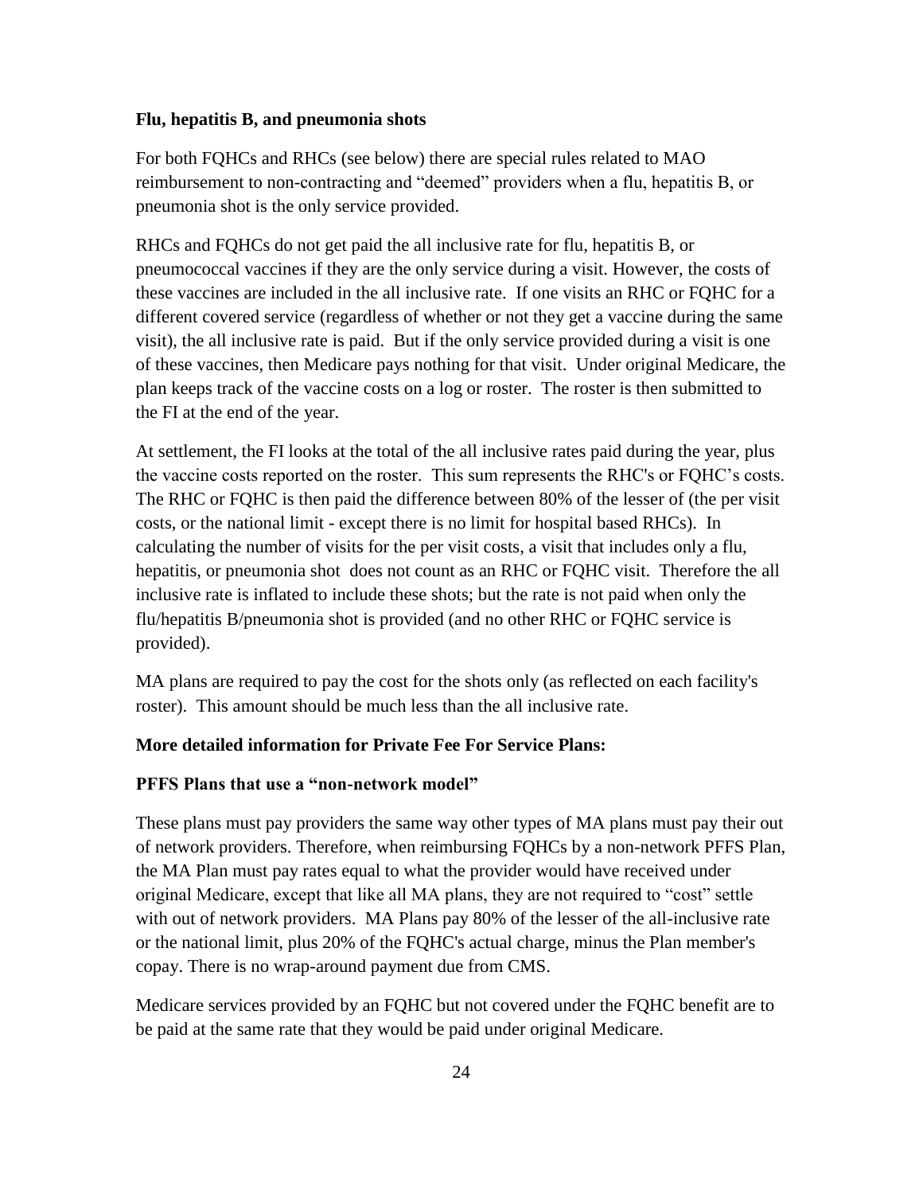**Flu, hepatitis B, and pneumonia shots**

For both FQHCs and RHCs (see below) there are special rules related to MAO reimbursement to non-contracting and "deemed" providers when a flu, hepatitis B, or pneumonia shot is the only service provided.

RHCs and FQHCs do not get paid the all inclusive rate for flu, hepatitis B, or pneumococcal vaccines if they are the only service during a visit. However, the costs of these vaccines are included in the all inclusive rate. If one visits an RHC or FQHC for a different covered service (regardless of whether or not they get a vaccine during the same visit), the all inclusive rate is paid. But if the only service provided during a visit is one of these vaccines, then Medicare pays nothing for that visit. Under original Medicare, the plan keeps track of the vaccine costs on a log or roster. The roster is then submitted to the FI at the end of the year.

At settlement, the FI looks at the total of the all inclusive rates paid during the year, plus the vaccine costs reported on the roster. This sum represents the RHC's or FQHC's costs. The RHC or FQHC is then paid the difference between 80% of the lesser of (the per visit costs, or the national limit - except there is no limit for hospital based RHCs). In calculating the number of visits for the per visit costs, a visit that includes only a flu, hepatitis, or pneumonia shot does not count as an RHC or FQHC visit. Therefore the all inclusive rate is inflated to include these shots; but the rate is not paid when only the flu/hepatitis B/pneumonia shot is provided (and no other RHC or FQHC service is provided).

MA plans are required to pay the cost for the shots only (as reflected on each facility's roster). This amount should be much less than the all inclusive rate.

**More detailed information for Private Fee For Service Plans:**

**PFFS Plans that use a "non-network model"**

These plans must pay providers the same way other types of MA plans must pay their out of network providers. Therefore, when reimbursing FQHCs by a non-network PFFS Plan, the MA Plan must pay rates equal to what the provider would have received under original Medicare, except that like all MA plans, they are not required to "cost" settle with out of network providers. MA Plans pay 80% of the lesser of the all-inclusive rate or the national limit, plus 20% of the FQHC's actual charge, minus the Plan member's copay. There is no wrap-around payment due from CMS.

Medicare services provided by an FQHC but not covered under the FQHC benefit are to be paid at the same rate that they would be paid under original Medicare.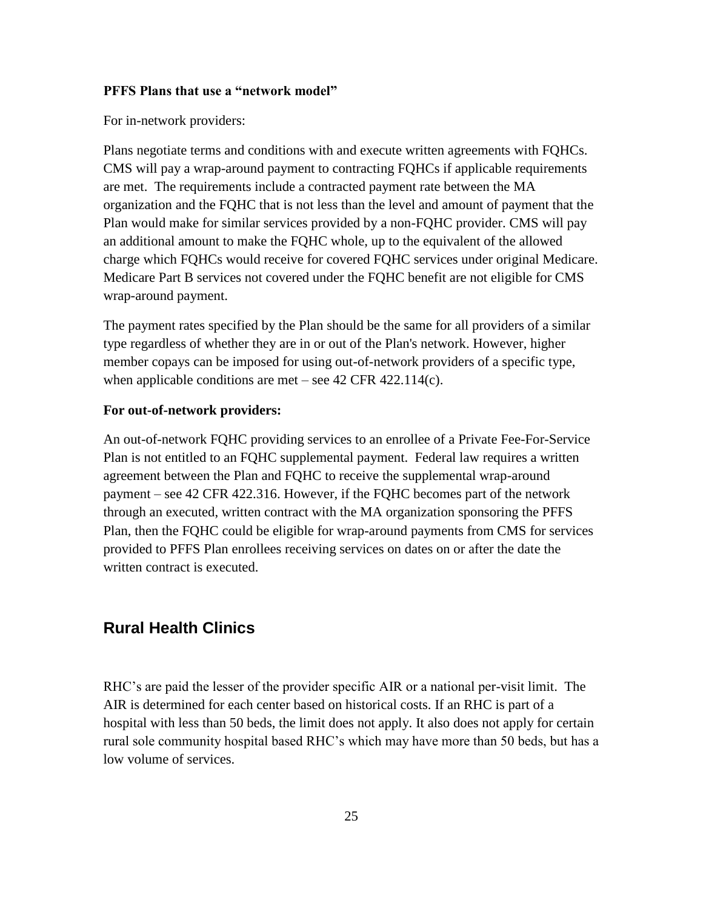**PFFS Plans that use a "network model"**

For in-network providers:

Plans negotiate terms and conditions with and execute written agreements with FQHCs. CMS will pay a wrap-around payment to contracting FQHCs if applicable requirements are met. The requirements include a contracted payment rate between the MA organization and the FQHC that is not less than the level and amount of payment that the Plan would make for similar services provided by a non-FQHC provider. CMS will pay an additional amount to make the FQHC whole, up to the equivalent of the allowed charge which FQHCs would receive for covered FQHC services under original Medicare. Medicare Part B services not covered under the FQHC benefit are not eligible for CMS wrap-around payment.

The payment rates specified by the Plan should be the same for all providers of a similar type regardless of whether they are in or out of the Plan's network. However, higher member copays can be imposed for using out-of-network providers of a specific type, when applicable conditions are met – see 42 CFR 422.114(c).

**For out-of-network providers:**

An out-of-network FQHC providing services to an enrollee of a Private Fee-For-Service Plan is not entitled to an FQHC supplemental payment. Federal law requires a written agreement between the Plan and FQHC to receive the supplemental wrap-around payment – see 42 CFR 422.316. However, if the FQHC becomes part of the network through an executed, written contract with the MA organization sponsoring the PFFS Plan, then the FQHC could be eligible for wrap-around payments from CMS for services provided to PFFS Plan enrollees receiving services on dates on or after the date the written contract is executed.

## Rural Health Clinics

RHC's are paid the lesser of the provider specific AIR or a national per-visit limit. The AIR is determined for each center based on historical costs. If an RHC is part of a hospital with less than 50 beds, the limit does not apply. It also does not apply for certain rural sole community hospital based RHC's which may have more than 50 beds, but has a low volume of services.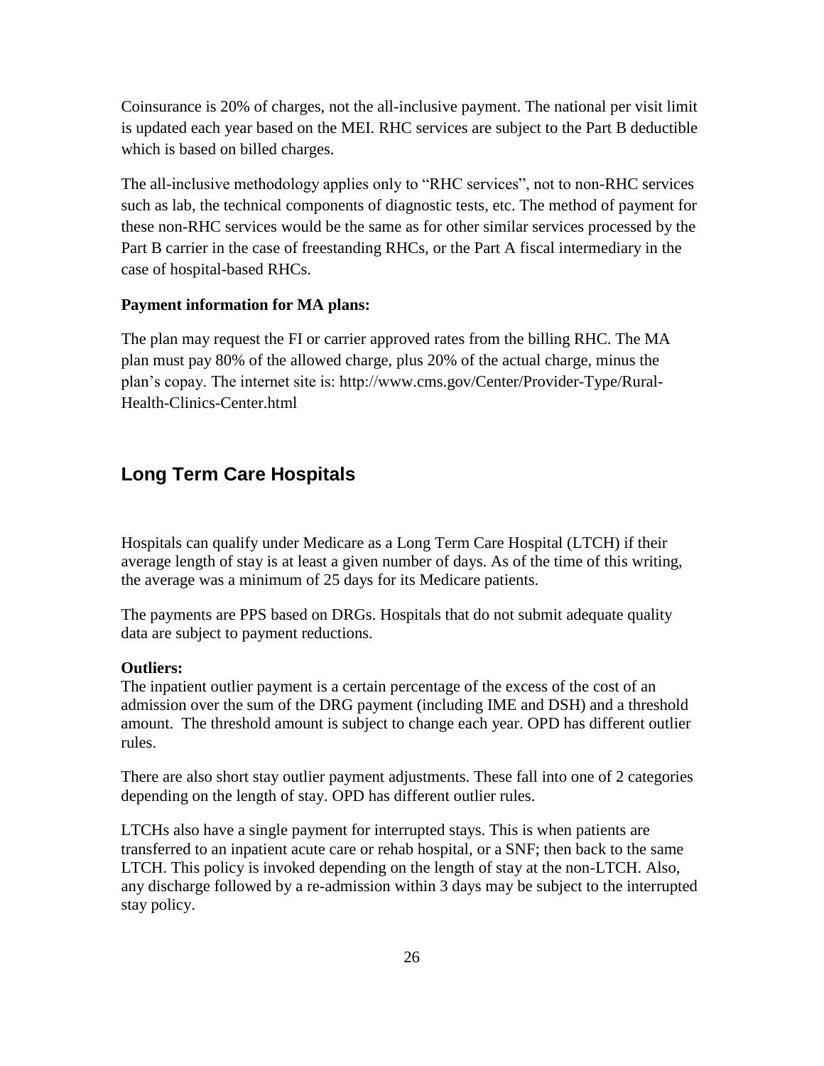Coinsurance is 20% of charges, not the all-inclusive payment. The national per visit limit is updated each year based on the MEI. RHC services are subject to the Part B deductible which is based on billed charges.

The all-inclusive methodology applies only to "RHC services", not to non-RHC services such as lab, the technical components of diagnostic tests, etc. The method of payment for these non-RHC services would be the same as for other similar services processed by the Part B carrier in the case of freestanding RHCs, or the Part A fiscal intermediary in the case of hospital-based RHCs.

**Payment information for MA plans:**

The plan may request the FI or carrier approved rates from the billing RHC. The MA plan must pay 80% of the allowed charge, plus 20% of the actual charge, minus the plan's copay. The internet site is: http://www.cms.gov/Center/Provider-Type/Rural-Health-Clinics-Center.html

## Long Term Care Hospitals

Hospitals can qualify under Medicare as a Long Term Care Hospital (LTCH) if their average length of stay is at least a given number of days. As of the time of this writing, the average was a minimum of 25 days for its Medicare patients.

The payments are PPS based on DRGs. Hospitals that do not submit adequate quality data are subject to payment reductions.

**Outliers:**
The inpatient outlier payment is a certain percentage of the excess of the cost of an admission over the sum of the DRG payment (including IME and DSH) and a threshold amount. The threshold amount is subject to change each year. OPD has different outlier rules.

There are also short stay outlier payment adjustments. These fall into one of 2 categories depending on the length of stay. OPD has different outlier rules.

LTCHs also have a single payment for interrupted stays. This is when patients are transferred to an inpatient acute care or rehab hospital, or a SNF; then back to the same LTCH. This policy is invoked depending on the length of stay at the non-LTCH. Also, any discharge followed by a re-admission within 3 days may be subject to the interrupted stay policy.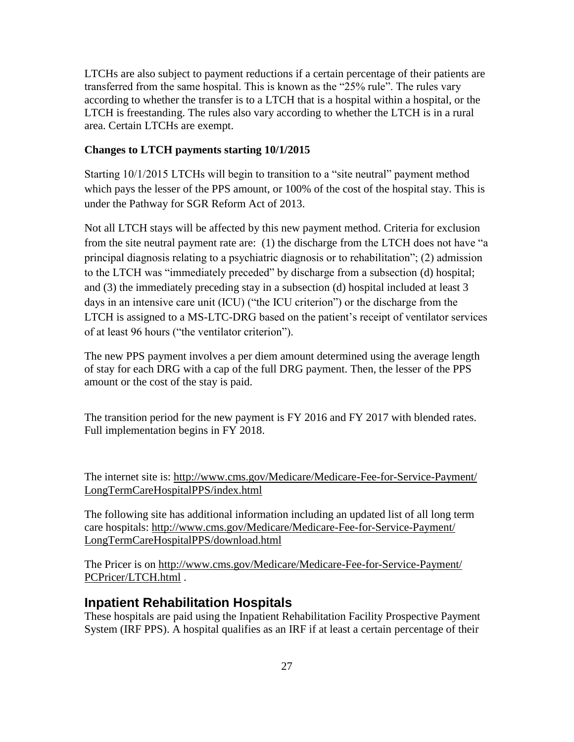LTCHs are also subject to payment reductions if a certain percentage of their patients are transferred from the same hospital. This is known as the "25% rule". The rules vary according to whether the transfer is to a LTCH that is a hospital within a hospital, or the LTCH is freestanding. The rules also vary according to whether the LTCH is in a rural area. Certain LTCHs are exempt.

**Changes to LTCH payments starting 10/1/2015**

Starting 10/1/2015 LTCHs will begin to transition to a "site neutral" payment method which pays the lesser of the PPS amount, or 100% of the cost of the hospital stay. This is under the Pathway for SGR Reform Act of 2013.

Not all LTCH stays will be affected by this new payment method. Criteria for exclusion from the site neutral payment rate are: (1) the discharge from the LTCH does not have "a principal diagnosis relating to a psychiatric diagnosis or to rehabilitation"; (2) admission to the LTCH was "immediately preceded" by discharge from a subsection (d) hospital; and (3) the immediately preceding stay in a subsection (d) hospital included at least 3 days in an intensive care unit (ICU) ("the ICU criterion") or the discharge from the LTCH is assigned to a MS-LTC-DRG based on the patient's receipt of ventilator services of at least 96 hours ("the ventilator criterion").

The new PPS payment involves a per diem amount determined using the average length of stay for each DRG with a cap of the full DRG payment. Then, the lesser of the PPS amount or the cost of the stay is paid.

The transition period for the new payment is FY 2016 and FY 2017 with blended rates. Full implementation begins in FY 2018.

The internet site is: http://www.cms.gov/Medicare/Medicare-Fee-for-Service-Payment/LongTermCareHospitalPPS/index.html

The following site has additional information including an updated list of all long term care hospitals: http://www.cms.gov/Medicare/Medicare-Fee-for-Service-Payment/LongTermCareHospitalPPS/download.html

The Pricer is on http://www.cms.gov/Medicare/Medicare-Fee-for-Service-Payment/PCPricer/LTCH.html .

## Inpatient Rehabilitation Hospitals

These hospitals are paid using the Inpatient Rehabilitation Facility Prospective Payment System (IRF PPS). A hospital qualifies as an IRF if at least a certain percentage of their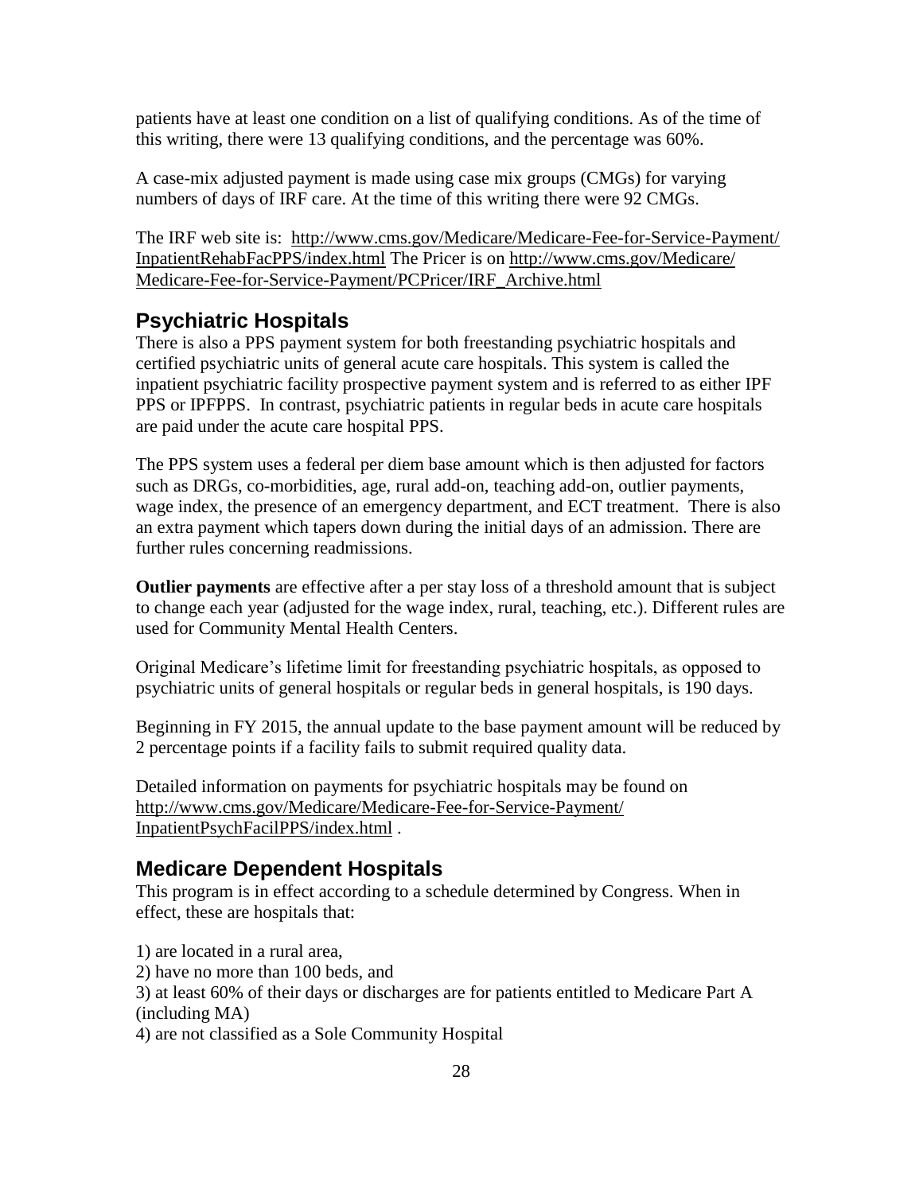patients have at least one condition on a list of qualifying conditions. As of the time of this writing, there were 13 qualifying conditions, and the percentage was 60%.

A case-mix adjusted payment is made using case mix groups (CMGs) for varying numbers of days of IRF care. At the time of this writing there were 92 CMGs.

The IRF web site is: http://www.cms.gov/Medicare/Medicare-Fee-for-Service-Payment/InpatientRehabFacPPS/index.html The Pricer is on http://www.cms.gov/Medicare/Medicare-Fee-for-Service-Payment/PCPricer/IRF_Archive.html

## Psychiatric Hospitals

There is also a PPS payment system for both freestanding psychiatric hospitals and certified psychiatric units of general acute care hospitals. This system is called the inpatient psychiatric facility prospective payment system and is referred to as either IPF PPS or IPFPPS. In contrast, psychiatric patients in regular beds in acute care hospitals are paid under the acute care hospital PPS.

The PPS system uses a federal per diem base amount which is then adjusted for factors such as DRGs, co-morbidities, age, rural add-on, teaching add-on, outlier payments, wage index, the presence of an emergency department, and ECT treatment. There is also an extra payment which tapers down during the initial days of an admission. There are further rules concerning readmissions.

**Outlier payments** are effective after a per stay loss of a threshold amount that is subject to change each year (adjusted for the wage index, rural, teaching, etc.). Different rules are used for Community Mental Health Centers.

Original Medicare's lifetime limit for freestanding psychiatric hospitals, as opposed to psychiatric units of general hospitals or regular beds in general hospitals, is 190 days.

Beginning in FY 2015, the annual update to the base payment amount will be reduced by 2 percentage points if a facility fails to submit required quality data.

Detailed information on payments for psychiatric hospitals may be found on http://www.cms.gov/Medicare/Medicare-Fee-for-Service-Payment/InpatientPsychFacilPPS/index.html .

## Medicare Dependent Hospitals

This program is in effect according to a schedule determined by Congress. When in effect, these are hospitals that:

1) are located in a rural area,
2) have no more than 100 beds, and
3) at least 60% of their days or discharges are for patients entitled to Medicare Part A (including MA)
4) are not classified as a Sole Community Hospital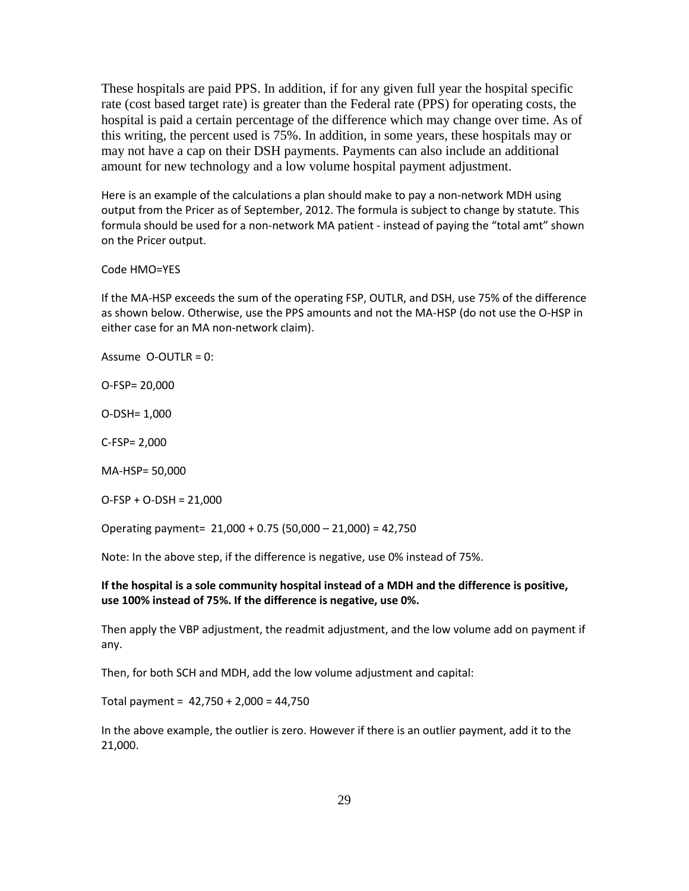These hospitals are paid PPS. In addition, if for any given full year the hospital specific rate (cost based target rate) is greater than the Federal rate (PPS) for operating costs, the hospital is paid a certain percentage of the difference which may change over time. As of this writing, the percent used is 75%. In addition, in some years, these hospitals may or may not have a cap on their DSH payments. Payments can also include an additional amount for new technology and a low volume hospital payment adjustment.

Here is an example of the calculations a plan should make to pay a non-network MDH using output from the Pricer as of September, 2012. The formula is subject to change by statute. This formula should be used for a non-network MA patient - instead of paying the "total amt" shown on the Pricer output.

Code HMO=YES

If the MA-HSP exceeds the sum of the operating FSP, OUTLR, and DSH, use 75% of the difference as shown below. Otherwise, use the PPS amounts and not the MA-HSP (do not use the O-HSP in either case for an MA non-network claim).

Assume O-OUTLR = 0:

O-FSP= 20,000

O-DSH= 1,000

C-FSP= 2,000

MA-HSP= 50,000

O-FSP + O-DSH = 21,000

Operating payment= 21,000 + 0.75 (50,000 – 21,000) = 42,750

Note: In the above step, if the difference is negative, use 0% instead of 75%.

**If the hospital is a sole community hospital instead of a MDH and the difference is positive, use 100% instead of 75%. If the difference is negative, use 0%.**

Then apply the VBP adjustment, the readmit adjustment, and the low volume add on payment if any.

Then, for both SCH and MDH, add the low volume adjustment and capital:

Total payment = 42,750 + 2,000 = 44,750

In the above example, the outlier is zero. However if there is an outlier payment, add it to the 21,000.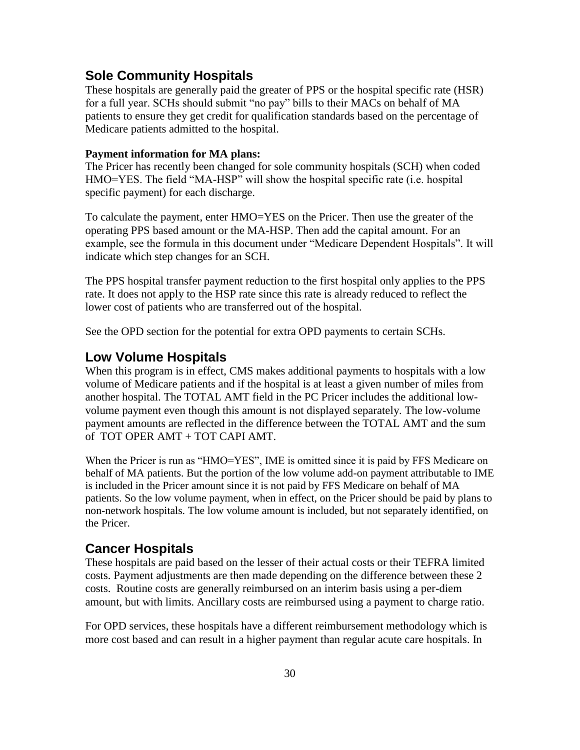## Sole Community Hospitals

These hospitals are generally paid the greater of PPS or the hospital specific rate (HSR) for a full year. SCHs should submit "no pay" bills to their MACs on behalf of MA patients to ensure they get credit for qualification standards based on the percentage of Medicare patients admitted to the hospital.

**Payment information for MA plans:**

The Pricer has recently been changed for sole community hospitals (SCH) when coded HMO=YES. The field "MA-HSP" will show the hospital specific rate (i.e. hospital specific payment) for each discharge.

To calculate the payment, enter HMO=YES on the Pricer. Then use the greater of the operating PPS based amount or the MA-HSP. Then add the capital amount. For an example, see the formula in this document under "Medicare Dependent Hospitals". It will indicate which step changes for an SCH.

The PPS hospital transfer payment reduction to the first hospital only applies to the PPS rate. It does not apply to the HSP rate since this rate is already reduced to reflect the lower cost of patients who are transferred out of the hospital.

See the OPD section for the potential for extra OPD payments to certain SCHs.

## Low Volume Hospitals

When this program is in effect, CMS makes additional payments to hospitals with a low volume of Medicare patients and if the hospital is at least a given number of miles from another hospital. The TOTAL AMT field in the PC Pricer includes the additional low-volume payment even though this amount is not displayed separately. The low-volume payment amounts are reflected in the difference between the TOTAL AMT and the sum of TOT OPER AMT + TOT CAPI AMT.

When the Pricer is run as "HMO=YES", IME is omitted since it is paid by FFS Medicare on behalf of MA patients. But the portion of the low volume add-on payment attributable to IME is included in the Pricer amount since it is not paid by FFS Medicare on behalf of MA patients. So the low volume payment, when in effect, on the Pricer should be paid by plans to non-network hospitals. The low volume amount is included, but not separately identified, on the Pricer.

## Cancer Hospitals

These hospitals are paid based on the lesser of their actual costs or their TEFRA limited costs. Payment adjustments are then made depending on the difference between these 2 costs. Routine costs are generally reimbursed on an interim basis using a per-diem amount, but with limits. Ancillary costs are reimbursed using a payment to charge ratio.

For OPD services, these hospitals have a different reimbursement methodology which is more cost based and can result in a higher payment than regular acute care hospitals. In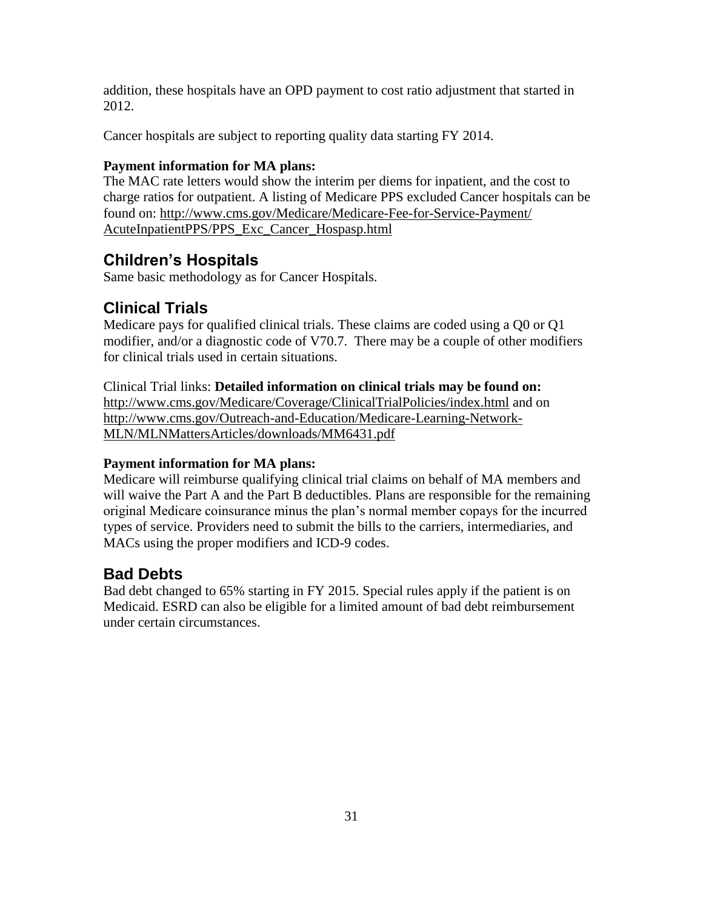addition, these hospitals have an OPD payment to cost ratio adjustment that started in 2012.

Cancer hospitals are subject to reporting quality data starting FY 2014.

**Payment information for MA plans:**
The MAC rate letters would show the interim per diems for inpatient, and the cost to charge ratios for outpatient. A listing of Medicare PPS excluded Cancer hospitals can be found on: [http://www.cms.gov/Medicare/Medicare-Fee-for-Service-Payment/AcuteInpatientPPS/PPS_Exc_Cancer_Hospasp.html](http://www.cms.gov/Medicare/Medicare-Fee-for-Service-Payment/AcuteInpatientPPS/PPS_Exc_Cancer_Hospasp.html)

## Children's Hospitals

Same basic methodology as for Cancer Hospitals.

## Clinical Trials

Medicare pays for qualified clinical trials. These claims are coded using a Q0 or Q1 modifier, and/or a diagnostic code of V70.7. There may be a couple of other modifiers for clinical trials used in certain situations.

Clinical Trial links: **Detailed information on clinical trials may be found on:** [http://www.cms.gov/Medicare/Coverage/ClinicalTrialPolicies/index.html](http://www.cms.gov/Medicare/Coverage/ClinicalTrialPolicies/index.html) and on [http://www.cms.gov/Outreach-and-Education/Medicare-Learning-Network-MLN/MLNMattersArticles/downloads/MM6431.pdf](http://www.cms.gov/Outreach-and-Education/Medicare-Learning-Network-MLN/MLNMattersArticles/downloads/MM6431.pdf)

**Payment information for MA plans:**
Medicare will reimburse qualifying clinical trial claims on behalf of MA members and will waive the Part A and the Part B deductibles. Plans are responsible for the remaining original Medicare coinsurance minus the plan's normal member copays for the incurred types of service. Providers need to submit the bills to the carriers, intermediaries, and MACs using the proper modifiers and ICD-9 codes.

## Bad Debts

Bad debt changed to 65% starting in FY 2015. Special rules apply if the patient is on Medicaid. ESRD can also be eligible for a limited amount of bad debt reimbursement under certain circumstances.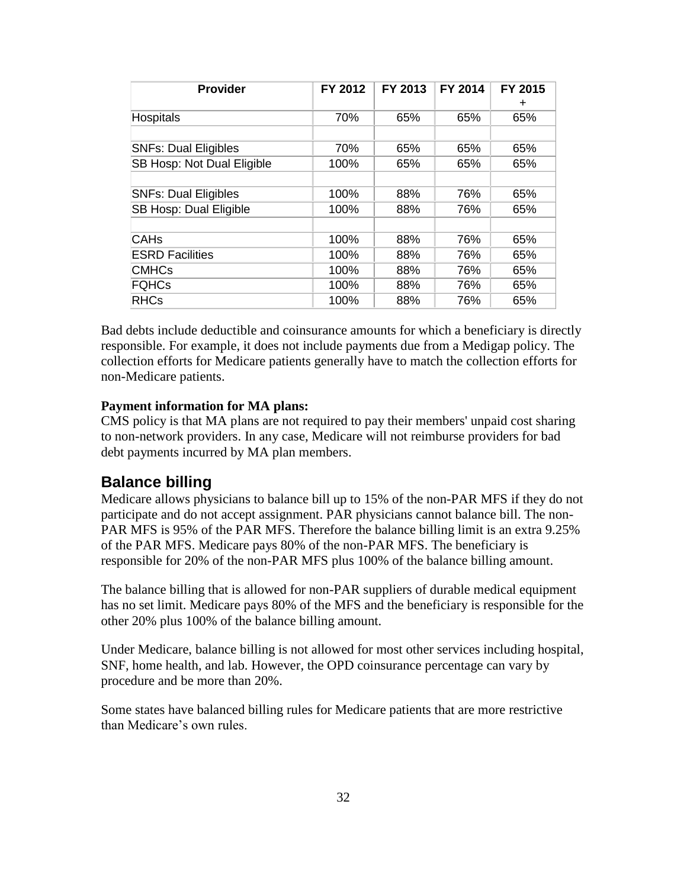| Provider | FY 2012 | FY 2013 | FY 2014 | FY 2015 + |
|---|---|---|---|---|
| Hospitals | 70% | 65% | 65% | 65% |
| | | | | |
| SNFs: Dual Eligibles | 70% | 65% | 65% | 65% |
| SB Hosp: Not Dual Eligible | 100% | 65% | 65% | 65% |
| | | | | |
| SNFs: Dual Eligibles | 100% | 88% | 76% | 65% |
| SB Hosp: Dual Eligible | 100% | 88% | 76% | 65% |
| | | | | |
| CAHs | 100% | 88% | 76% | 65% |
| ESRD Facilities | 100% | 88% | 76% | 65% |
| CMHCs | 100% | 88% | 76% | 65% |
| FQHCs | 100% | 88% | 76% | 65% |
| RHCs | 100% | 88% | 76% | 65% |

Bad debts include deductible and coinsurance amounts for which a beneficiary is directly responsible. For example, it does not include payments due from a Medigap policy. The collection efforts for Medicare patients generally have to match the collection efforts for non-Medicare patients.

**Payment information for MA plans:**
CMS policy is that MA plans are not required to pay their members' unpaid cost sharing to non-network providers. In any case, Medicare will not reimburse providers for bad debt payments incurred by MA plan members.

## Balance billing

Medicare allows physicians to balance bill up to 15% of the non-PAR MFS if they do not participate and do not accept assignment. PAR physicians cannot balance bill. The non-PAR MFS is 95% of the PAR MFS. Therefore the balance billing limit is an extra 9.25% of the PAR MFS. Medicare pays 80% of the non-PAR MFS. The beneficiary is responsible for 20% of the non-PAR MFS plus 100% of the balance billing amount.

The balance billing that is allowed for non-PAR suppliers of durable medical equipment has no set limit. Medicare pays 80% of the MFS and the beneficiary is responsible for the other 20% plus 100% of the balance billing amount.

Under Medicare, balance billing is not allowed for most other services including hospital, SNF, home health, and lab. However, the OPD coinsurance percentage can vary by procedure and be more than 20%.

Some states have balanced billing rules for Medicare patients that are more restrictive than Medicare's own rules.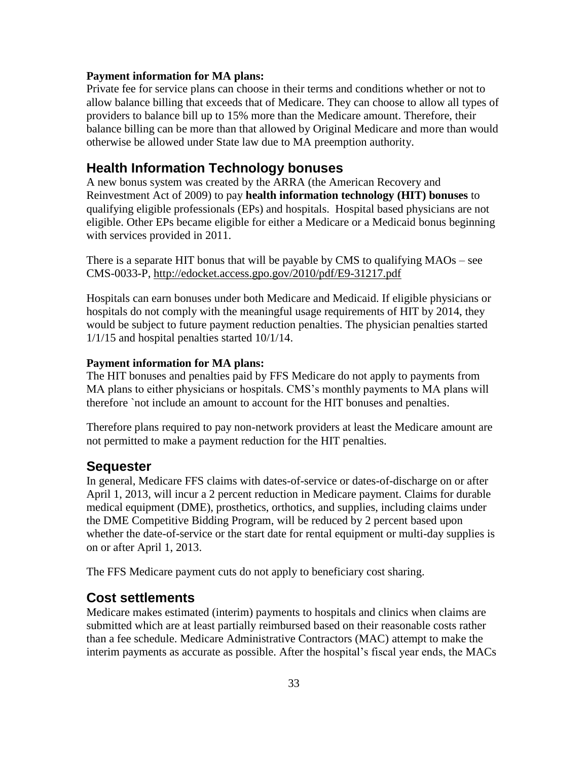**Payment information for MA plans:**

Private fee for service plans can choose in their terms and conditions whether or not to allow balance billing that exceeds that of Medicare. They can choose to allow all types of providers to balance bill up to 15% more than the Medicare amount. Therefore, their balance billing can be more than that allowed by Original Medicare and more than would otherwise be allowed under State law due to MA preemption authority.

## Health Information Technology bonuses

A new bonus system was created by the ARRA (the American Recovery and Reinvestment Act of 2009) to pay **health information technology (HIT) bonuses** to qualifying eligible professionals (EPs) and hospitals. Hospital based physicians are not eligible. Other EPs became eligible for either a Medicare or a Medicaid bonus beginning with services provided in 2011.

There is a separate HIT bonus that will be payable by CMS to qualifying MAOs – see CMS-0033-P, http://edocket.access.gpo.gov/2010/pdf/E9-31217.pdf

Hospitals can earn bonuses under both Medicare and Medicaid. If eligible physicians or hospitals do not comply with the meaningful usage requirements of HIT by 2014, they would be subject to future payment reduction penalties. The physician penalties started 1/1/15 and hospital penalties started 10/1/14.

**Payment information for MA plans:**

The HIT bonuses and penalties paid by FFS Medicare do not apply to payments from MA plans to either physicians or hospitals. CMS's monthly payments to MA plans will therefore `not include an amount to account for the HIT bonuses and penalties.

Therefore plans required to pay non-network providers at least the Medicare amount are not permitted to make a payment reduction for the HIT penalties.

## Sequester

In general, Medicare FFS claims with dates-of-service or dates-of-discharge on or after April 1, 2013, will incur a 2 percent reduction in Medicare payment. Claims for durable medical equipment (DME), prosthetics, orthotics, and supplies, including claims under the DME Competitive Bidding Program, will be reduced by 2 percent based upon whether the date-of-service or the start date for rental equipment or multi-day supplies is on or after April 1, 2013.

The FFS Medicare payment cuts do not apply to beneficiary cost sharing.

## Cost settlements

Medicare makes estimated (interim) payments to hospitals and clinics when claims are submitted which are at least partially reimbursed based on their reasonable costs rather than a fee schedule. Medicare Administrative Contractors (MAC) attempt to make the interim payments as accurate as possible. After the hospital's fiscal year ends, the MACs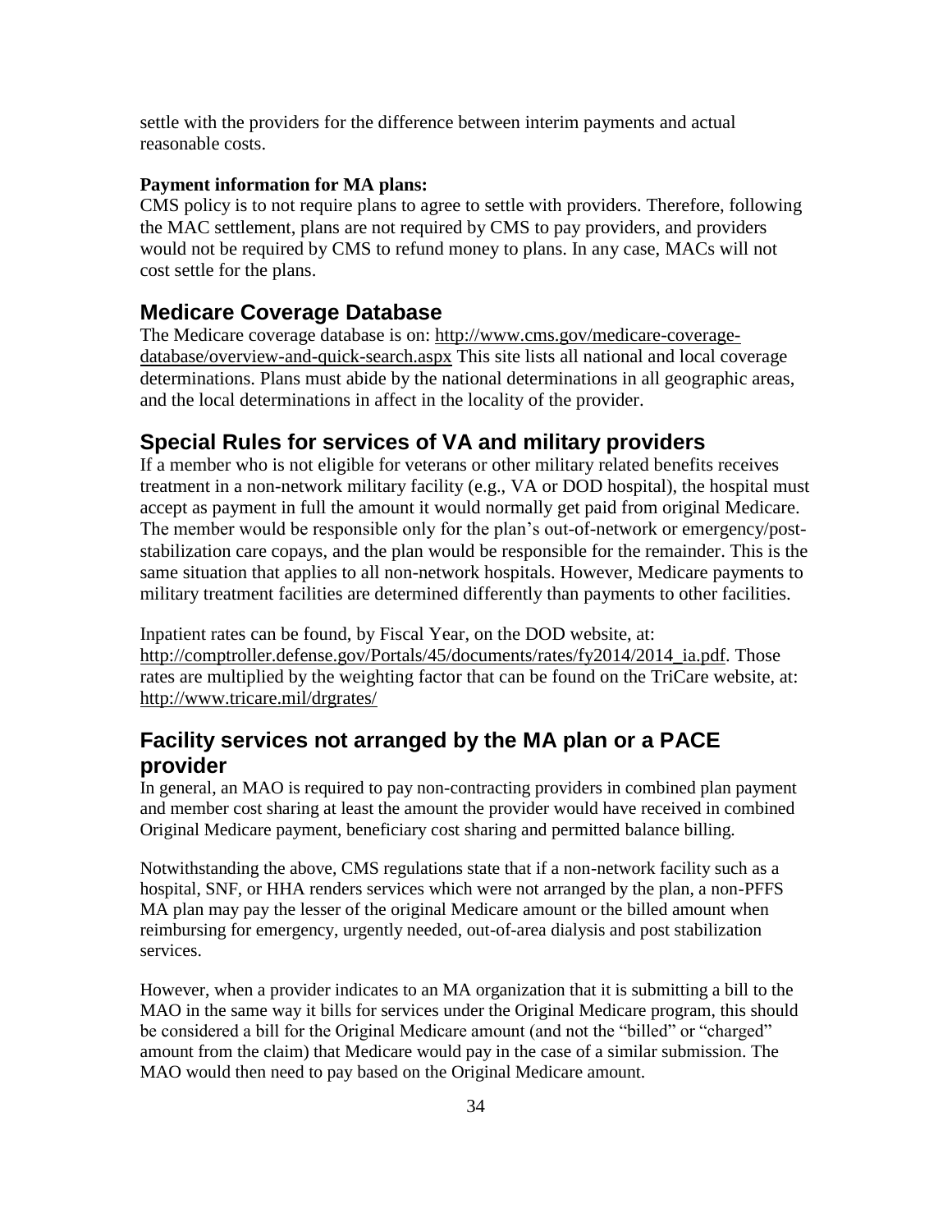settle with the providers for the difference between interim payments and actual reasonable costs.

**Payment information for MA plans:**
CMS policy is to not require plans to agree to settle with providers. Therefore, following the MAC settlement, plans are not required by CMS to pay providers, and providers would not be required by CMS to refund money to plans. In any case, MACs will not cost settle for the plans.

## Medicare Coverage Database

The Medicare coverage database is on: http://www.cms.gov/medicare-coverage-database/overview-and-quick-search.aspx This site lists all national and local coverage determinations. Plans must abide by the national determinations in all geographic areas, and the local determinations in affect in the locality of the provider.

## Special Rules for services of VA and military providers

If a member who is not eligible for veterans or other military related benefits receives treatment in a non-network military facility (e.g., VA or DOD hospital), the hospital must accept as payment in full the amount it would normally get paid from original Medicare. The member would be responsible only for the plan's out-of-network or emergency/post-stabilization care copays, and the plan would be responsible for the remainder. This is the same situation that applies to all non-network hospitals. However, Medicare payments to military treatment facilities are determined differently than payments to other facilities.

Inpatient rates can be found, by Fiscal Year, on the DOD website, at: http://comptroller.defense.gov/Portals/45/documents/rates/fy2014/2014_ia.pdf. Those rates are multiplied by the weighting factor that can be found on the TriCare website, at: http://www.tricare.mil/drgrates/

## Facility services not arranged by the MA plan or a PACE provider

In general, an MAO is required to pay non-contracting providers in combined plan payment and member cost sharing at least the amount the provider would have received in combined Original Medicare payment, beneficiary cost sharing and permitted balance billing.

Notwithstanding the above, CMS regulations state that if a non-network facility such as a hospital, SNF, or HHA renders services which were not arranged by the plan, a non-PFFS MA plan may pay the lesser of the original Medicare amount or the billed amount when reimbursing for emergency, urgently needed, out-of-area dialysis and post stabilization services.

However, when a provider indicates to an MA organization that it is submitting a bill to the MAO in the same way it bills for services under the Original Medicare program, this should be considered a bill for the Original Medicare amount (and not the "billed" or "charged" amount from the claim) that Medicare would pay in the case of a similar submission. The MAO would then need to pay based on the Original Medicare amount.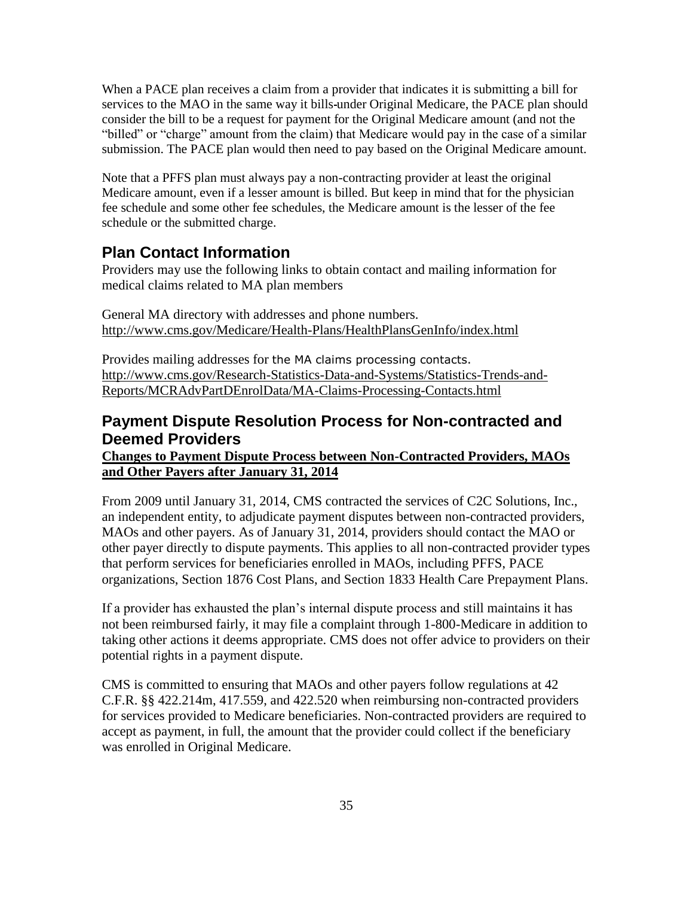When a PACE plan receives a claim from a provider that indicates it is submitting a bill for services to the MAO in the same way it bills under Original Medicare, the PACE plan should consider the bill to be a request for payment for the Original Medicare amount (and not the "billed" or "charge" amount from the claim) that Medicare would pay in the case of a similar submission. The PACE plan would then need to pay based on the Original Medicare amount.

Note that a PFFS plan must always pay a non-contracting provider at least the original Medicare amount, even if a lesser amount is billed. But keep in mind that for the physician fee schedule and some other fee schedules, the Medicare amount is the lesser of the fee schedule or the submitted charge.

## Plan Contact Information

Providers may use the following links to obtain contact and mailing information for medical claims related to MA plan members

General MA directory with addresses and phone numbers.
http://www.cms.gov/Medicare/Health-Plans/HealthPlansGenInfo/index.html

Provides mailing addresses for the MA claims processing contacts.
http://www.cms.gov/Research-Statistics-Data-and-Systems/Statistics-Trends-and-Reports/MCRAdvPartDEnrolData/MA-Claims-Processing-Contacts.html

## Payment Dispute Resolution Process for Non-contracted and Deemed Providers

**Changes to Payment Dispute Process between Non-Contracted Providers, MAOs and Other Payers after January 31, 2014**

From 2009 until January 31, 2014, CMS contracted the services of C2C Solutions, Inc., an independent entity, to adjudicate payment disputes between non-contracted providers, MAOs and other payers. As of January 31, 2014, providers should contact the MAO or other payer directly to dispute payments. This applies to all non-contracted provider types that perform services for beneficiaries enrolled in MAOs, including PFFS, PACE organizations, Section 1876 Cost Plans, and Section 1833 Health Care Prepayment Plans.

If a provider has exhausted the plan's internal dispute process and still maintains it has not been reimbursed fairly, it may file a complaint through 1-800-Medicare in addition to taking other actions it deems appropriate. CMS does not offer advice to providers on their potential rights in a payment dispute.

CMS is committed to ensuring that MAOs and other payers follow regulations at 42 C.F.R. §§ 422.214m, 417.559, and 422.520 when reimbursing non-contracted providers for services provided to Medicare beneficiaries. Non-contracted providers are required to accept as payment, in full, the amount that the provider could collect if the beneficiary was enrolled in Original Medicare.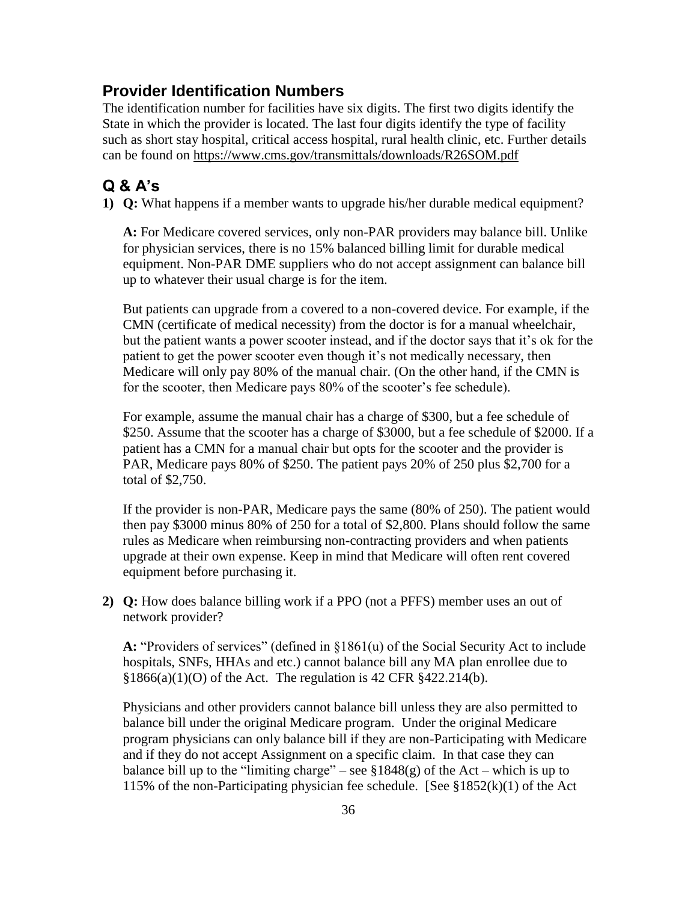## Provider Identification Numbers

The identification number for facilities have six digits. The first two digits identify the State in which the provider is located. The last four digits identify the type of facility such as short stay hospital, critical access hospital, rural health clinic, etc. Further details can be found on https://www.cms.gov/transmittals/downloads/R26SOM.pdf

## Q & A's

1) **Q:** What happens if a member wants to upgrade his/her durable medical equipment?

   **A:** For Medicare covered services, only non-PAR providers may balance bill. Unlike for physician services, there is no 15% balanced billing limit for durable medical equipment. Non-PAR DME suppliers who do not accept assignment can balance bill up to whatever their usual charge is for the item.

   But patients can upgrade from a covered to a non-covered device. For example, if the CMN (certificate of medical necessity) from the doctor is for a manual wheelchair, but the patient wants a power scooter instead, and if the doctor says that it's ok for the patient to get the power scooter even though it's not medically necessary, then Medicare will only pay 80% of the manual chair. (On the other hand, if the CMN is for the scooter, then Medicare pays 80% of the scooter's fee schedule).

   For example, assume the manual chair has a charge of $300, but a fee schedule of $250. Assume that the scooter has a charge of $3000, but a fee schedule of $2000. If a patient has a CMN for a manual chair but opts for the scooter and the provider is PAR, Medicare pays 80% of $250. The patient pays 20% of 250 plus $2,700 for a total of $2,750.

   If the provider is non-PAR, Medicare pays the same (80% of 250). The patient would then pay $3000 minus 80% of 250 for a total of $2,800. Plans should follow the same rules as Medicare when reimbursing non-contracting providers and when patients upgrade at their own expense. Keep in mind that Medicare will often rent covered equipment before purchasing it.

2) **Q:** How does balance billing work if a PPO (not a PFFS) member uses an out of network provider?

   **A:** "Providers of services" (defined in §1861(u) of the Social Security Act to include hospitals, SNFs, HHAs and etc.) cannot balance bill any MA plan enrollee due to §1866(a)(1)(O) of the Act. The regulation is 42 CFR §422.214(b).

   Physicians and other providers cannot balance bill unless they are also permitted to balance bill under the original Medicare program. Under the original Medicare program physicians can only balance bill if they are non-Participating with Medicare and if they do not accept Assignment on a specific claim. In that case they can balance bill up to the "limiting charge" – see §1848(g) of the Act – which is up to 115% of the non-Participating physician fee schedule. [See §1852(k)(1) of the Act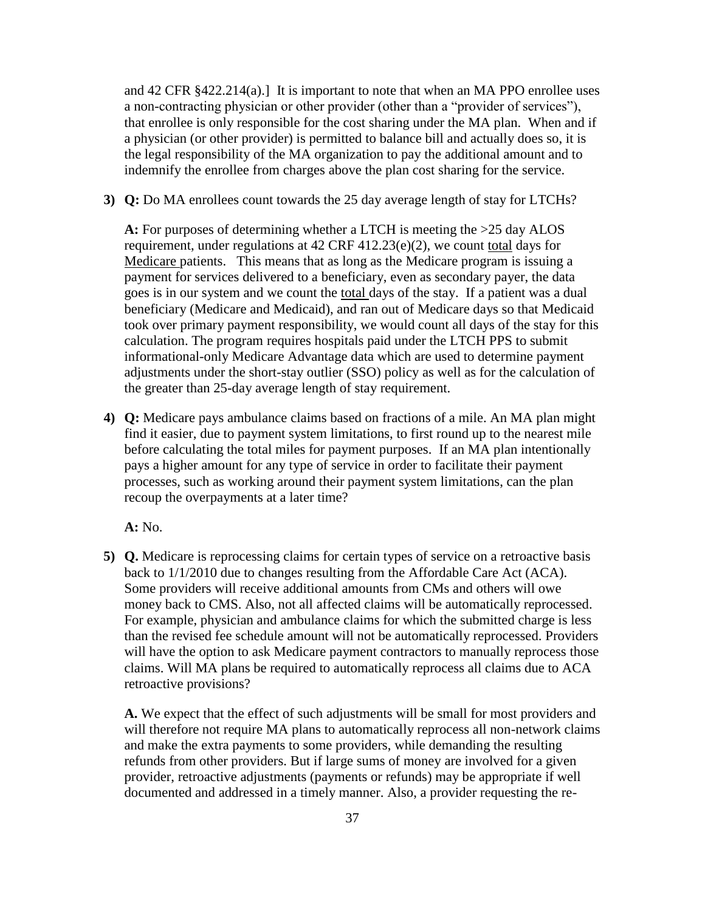and 42 CFR §422.214(a).] It is important to note that when an MA PPO enrollee uses a non-contracting physician or other provider (other than a "provider of services"), that enrollee is only responsible for the cost sharing under the MA plan. When and if a physician (or other provider) is permitted to balance bill and actually does so, it is the legal responsibility of the MA organization to pay the additional amount and to indemnify the enrollee from charges above the plan cost sharing for the service.

3) **Q:** Do MA enrollees count towards the 25 day average length of stay for LTCHs?

   **A:** For purposes of determining whether a LTCH is meeting the >25 day ALOS requirement, under regulations at 42 CRF 412.23(e)(2), we count total days for Medicare patients. This means that as long as the Medicare program is issuing a payment for services delivered to a beneficiary, even as secondary payer, the data goes is in our system and we count the total days of the stay. If a patient was a dual beneficiary (Medicare and Medicaid), and ran out of Medicare days so that Medicaid took over primary payment responsibility, we would count all days of the stay for this calculation. The program requires hospitals paid under the LTCH PPS to submit informational-only Medicare Advantage data which are used to determine payment adjustments under the short-stay outlier (SSO) policy as well as for the calculation of the greater than 25-day average length of stay requirement.

4) **Q:** Medicare pays ambulance claims based on fractions of a mile. An MA plan might find it easier, due to payment system limitations, to first round up to the nearest mile before calculating the total miles for payment purposes. If an MA plan intentionally pays a higher amount for any type of service in order to facilitate their payment processes, such as working around their payment system limitations, can the plan recoup the overpayments at a later time?

   **A:** No.

5) **Q.** Medicare is reprocessing claims for certain types of service on a retroactive basis back to 1/1/2010 due to changes resulting from the Affordable Care Act (ACA). Some providers will receive additional amounts from CMs and others will owe money back to CMS. Also, not all affected claims will be automatically reprocessed. For example, physician and ambulance claims for which the submitted charge is less than the revised fee schedule amount will not be automatically reprocessed. Providers will have the option to ask Medicare payment contractors to manually reprocess those claims. Will MA plans be required to automatically reprocess all claims due to ACA retroactive provisions?

   **A.** We expect that the effect of such adjustments will be small for most providers and will therefore not require MA plans to automatically reprocess all non-network claims and make the extra payments to some providers, while demanding the resulting refunds from other providers. But if large sums of money are involved for a given provider, retroactive adjustments (payments or refunds) may be appropriate if well documented and addressed in a timely manner. Also, a provider requesting the re-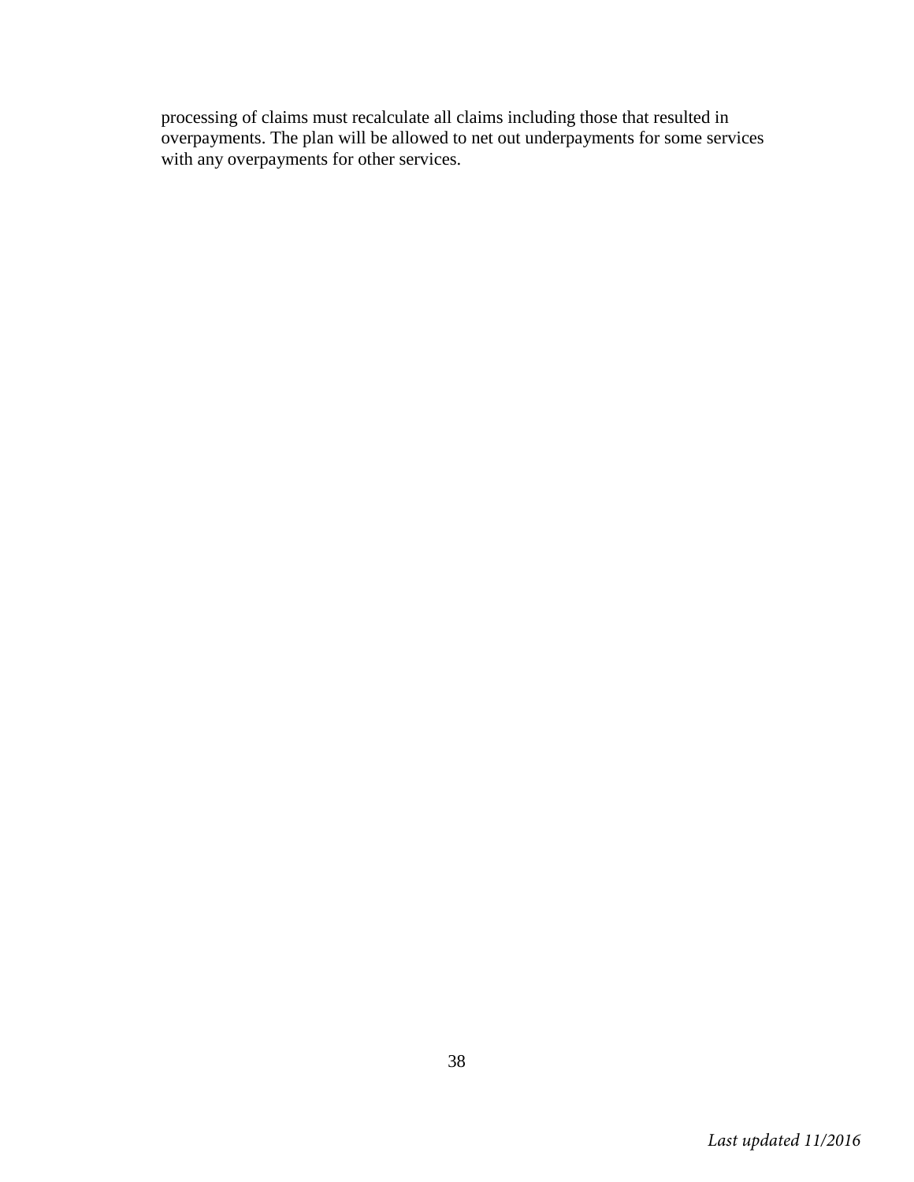processing of claims must recalculate all claims including those that resulted in overpayments. The plan will be allowed to net out underpayments for some services with any overpayments for other services.